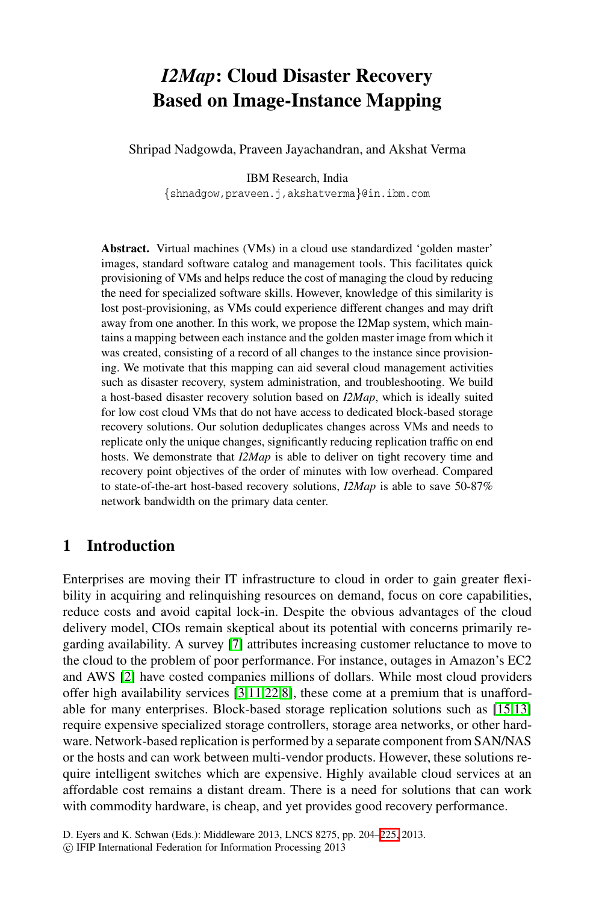# *I2Map*: Cloud Disaster Recovery Based on Image-Instance Mapping

Shripad Nadgowda, Praveen Jayachandran, and Akshat Verma

IBM Research, India
{shnadgow,praveen.j,akshatverma}@in.ibm.com

**Abstract.** Virtual machines (VMs) in a cloud use standardized 'golden master' images, standard software catalog and management tools. This facilitates quick provisioning of VMs and helps reduce the cost of managing the cloud by reducing the need for specialized software skills. However, knowledge of this similarity is lost post-provisioning, as VMs could experience different changes and may drift away from one another. In this work, we propose the I2Map system, which maintains a mapping between each instance and the golden master image from which it was created, consisting of a record of all changes to the instance since provisioning. We motivate that this mapping can aid several cloud management activities such as disaster recovery, system administration, and troubleshooting. We build a host-based disaster recovery solution based on *I2Map*, which is ideally suited for low cost cloud VMs that do not have access to dedicated block-based storage recovery solutions. Our solution deduplicates changes across VMs and needs to replicate only the unique changes, significantly reducing replication traffic on end hosts. We demonstrate that *I2Map* is able to deliver on tight recovery time and recovery point objectives of the order of minutes with low overhead. Compared to state-of-the-art host-based recovery solutions, *I2Map* is able to save 50-87% network bandwidth on the primary data center.

## 1 Introduction

Enterprises are moving their IT infrastructure to cloud in order to gain greater flexibility in acquiring and relinquishing resources on demand, focus on core capabilities, reduce costs and avoid capital lock-in. Despite the obvious advantages of the cloud delivery model, CIOs remain skeptical about its potential with concerns primarily regarding availability. A survey [7] attributes increasing customer reluctance to move to the cloud to the problem of poor performance. For instance, outages in Amazon's EC2 and AWS [2] have costed companies millions of dollars. While most cloud providers offer high availability services [3,11,22,8], these come at a premium that is unaffordable for many enterprises. Block-based storage replication solutions such as [15,13] require expensive specialized storage controllers, storage area networks, or other hardware. Network-based replication is performed by a separate component from SAN/NAS or the hosts and can work between multi-vendor products. However, these solutions require intelligent switches which are expensive. Highly available cloud services at an affordable cost remains a distant dream. There is a need for solutions that can work with commodity hardware, is cheap, and yet provides good recovery performance.

D. Eyers and K. Schwan (Eds.): Middleware 2013, LNCS 8275, pp. 204–225, 2013.
© IFIP International Federation for Information Processing 2013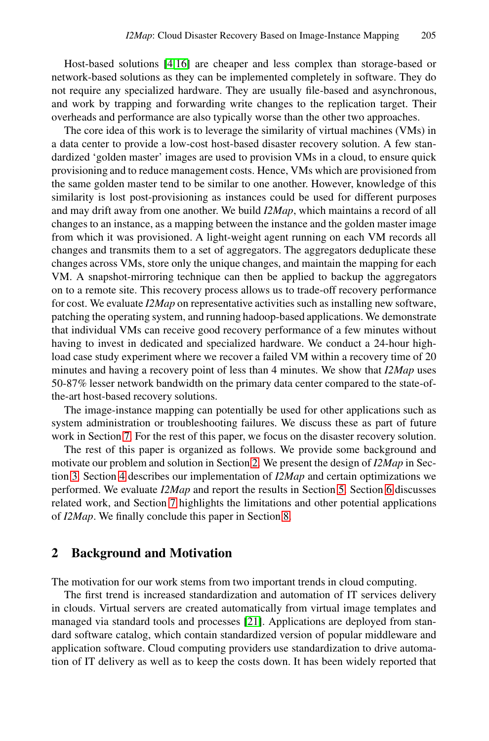Host-based solutions [4,16] are cheaper and less complex than storage-based or network-based solutions as they can be implemented completely in software. They do not require any specialized hardware. They are usually file-based and asynchronous, and work by trapping and forwarding write changes to the replication target. Their overheads and performance are also typically worse than the other two approaches.

The core idea of this work is to leverage the similarity of virtual machines (VMs) in a data center to provide a low-cost host-based disaster recovery solution. A few standardized 'golden master' images are used to provision VMs in a cloud, to ensure quick provisioning and to reduce management costs. Hence, VMs which are provisioned from the same golden master tend to be similar to one another. However, knowledge of this similarity is lost post-provisioning as instances could be used for different purposes and may drift away from one another. We build *I2Map*, which maintains a record of all changes to an instance, as a mapping between the instance and the golden master image from which it was provisioned. A light-weight agent running on each VM records all changes and transmits them to a set of aggregators. The aggregators deduplicate these changes across VMs, store only the unique changes, and maintain the mapping for each VM. A snapshot-mirroring technique can then be applied to backup the aggregators on to a remote site. This recovery process allows us to trade-off recovery performance for cost. We evaluate *I2Map* on representative activities such as installing new software, patching the operating system, and running hadoop-based applications. We demonstrate that individual VMs can receive good recovery performance of a few minutes without having to invest in dedicated and specialized hardware. We conduct a 24-hour high-load case study experiment where we recover a failed VM within a recovery time of 20 minutes and having a recovery point of less than 4 minutes. We show that *I2Map* uses 50-87% lesser network bandwidth on the primary data center compared to the state-of-the-art host-based recovery solutions.

The image-instance mapping can potentially be used for other applications such as system administration or troubleshooting failures. We discuss these as part of future work in Section 7. For the rest of this paper, we focus on the disaster recovery solution.

The rest of this paper is organized as follows. We provide some background and motivate our problem and solution in Section 2. We present the design of *I2Map* in Section 3. Section 4 describes our implementation of *I2Map* and certain optimizations we performed. We evaluate *I2Map* and report the results in Section 5. Section 6 discusses related work, and Section 7 highlights the limitations and other potential applications of *I2Map*. We finally conclude this paper in Section 8.

## 2 Background and Motivation

The motivation for our work stems from two important trends in cloud computing.

The first trend is increased standardization and automation of IT services delivery in clouds. Virtual servers are created automatically from virtual image templates and managed via standard tools and processes [21]. Applications are deployed from standard software catalog, which contain standardized version of popular middleware and application software. Cloud computing providers use standardization to drive automation of IT delivery as well as to keep the costs down. It has been widely reported that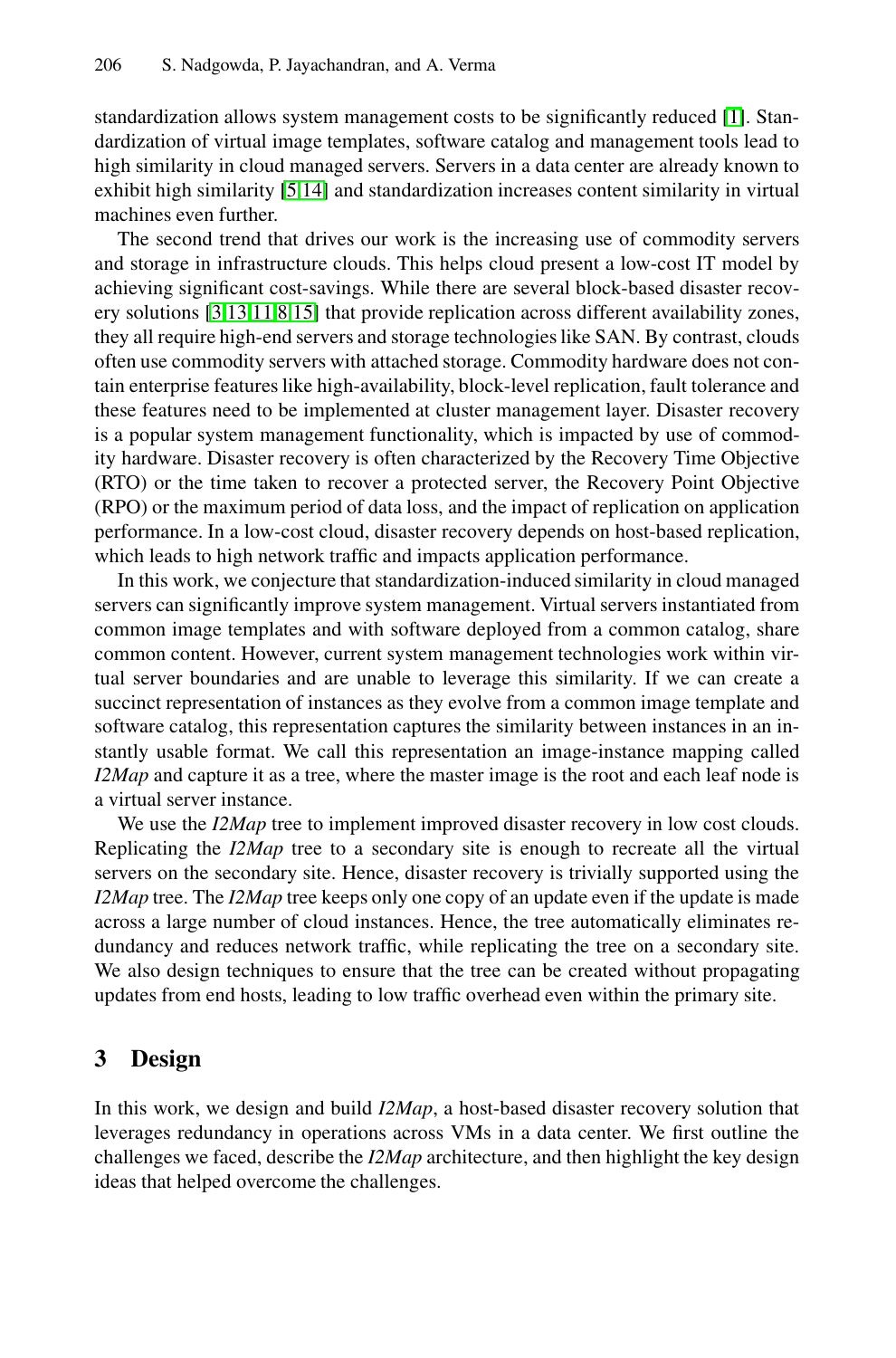standardization allows system management costs to be significantly reduced [1]. Standardization of virtual image templates, software catalog and management tools lead to high similarity in cloud managed servers. Servers in a data center are already known to exhibit high similarity [5,14] and standardization increases content similarity in virtual machines even further.

The second trend that drives our work is the increasing use of commodity servers and storage in infrastructure clouds. This helps cloud present a low-cost IT model by achieving significant cost-savings. While there are several block-based disaster recovery solutions [3,13,11,8,15] that provide replication across different availability zones, they all require high-end servers and storage technologies like SAN. By contrast, clouds often use commodity servers with attached storage. Commodity hardware does not contain enterprise features like high-availability, block-level replication, fault tolerance and these features need to be implemented at cluster management layer. Disaster recovery is a popular system management functionality, which is impacted by use of commodity hardware. Disaster recovery is often characterized by the Recovery Time Objective (RTO) or the time taken to recover a protected server, the Recovery Point Objective (RPO) or the maximum period of data loss, and the impact of replication on application performance. In a low-cost cloud, disaster recovery depends on host-based replication, which leads to high network traffic and impacts application performance.

In this work, we conjecture that standardization-induced similarity in cloud managed servers can significantly improve system management. Virtual servers instantiated from common image templates and with software deployed from a common catalog, share common content. However, current system management technologies work within virtual server boundaries and are unable to leverage this similarity. If we can create a succinct representation of instances as they evolve from a common image template and software catalog, this representation captures the similarity between instances in an instantly usable format. We call this representation an image-instance mapping called *I2Map* and capture it as a tree, where the master image is the root and each leaf node is a virtual server instance.

We use the *I2Map* tree to implement improved disaster recovery in low cost clouds. Replicating the *I2Map* tree to a secondary site is enough to recreate all the virtual servers on the secondary site. Hence, disaster recovery is trivially supported using the *I2Map* tree. The *I2Map* tree keeps only one copy of an update even if the update is made across a large number of cloud instances. Hence, the tree automatically eliminates redundancy and reduces network traffic, while replicating the tree on a secondary site. We also design techniques to ensure that the tree can be created without propagating updates from end hosts, leading to low traffic overhead even within the primary site.

## 3 Design

In this work, we design and build *I2Map*, a host-based disaster recovery solution that leverages redundancy in operations across VMs in a data center. We first outline the challenges we faced, describe the *I2Map* architecture, and then highlight the key design ideas that helped overcome the challenges.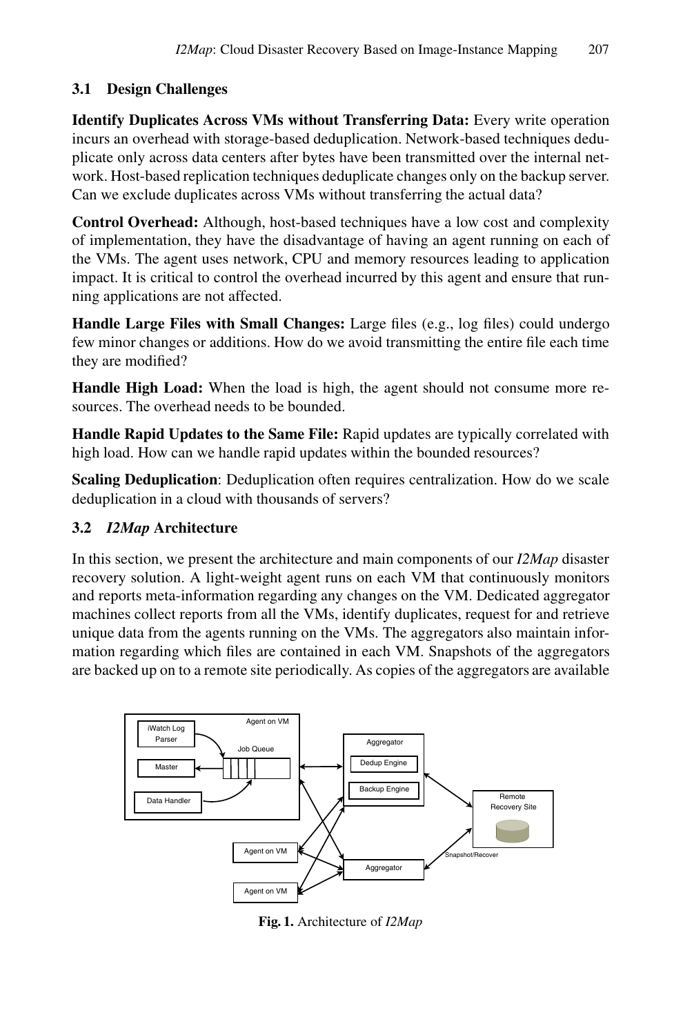### 3.1 Design Challenges

**Identify Duplicates Across VMs without Transferring Data:** Every write operation incurs an overhead with storage-based deduplication. Network-based techniques deduplicate only across data centers after bytes have been transmitted over the internal network. Host-based replication techniques deduplicate changes only on the backup server. Can we exclude duplicates across VMs without transferring the actual data?

**Control Overhead:** Although, host-based techniques have a low cost and complexity of implementation, they have the disadvantage of having an agent running on each of the VMs. The agent uses network, CPU and memory resources leading to application impact. It is critical to control the overhead incurred by this agent and ensure that running applications are not affected.

**Handle Large Files with Small Changes:** Large files (e.g., log files) could undergo few minor changes or additions. How do we avoid transmitting the entire file each time they are modified?

**Handle High Load:** When the load is high, the agent should not consume more resources. The overhead needs to be bounded.

**Handle Rapid Updates to the Same File:** Rapid updates are typically correlated with high load. How can we handle rapid updates within the bounded resources?

**Scaling Deduplication**: Deduplication often requires centralization. How do we scale deduplication in a cloud with thousands of servers?

### 3.2 *I2Map* Architecture

In this section, we present the architecture and main components of our *I2Map* disaster recovery solution. A light-weight agent runs on each VM that continuously monitors and reports meta-information regarding any changes on the VM. Dedicated aggregator machines collect reports from all the VMs, identify duplicates, request for and retrieve unique data from the agents running on the VMs. The aggregators also maintain information regarding which files are contained in each VM. Snapshots of the aggregators are backed up on to a remote site periodically. As copies of the aggregators are available

**Fig. 1.** Architecture of *I2Map*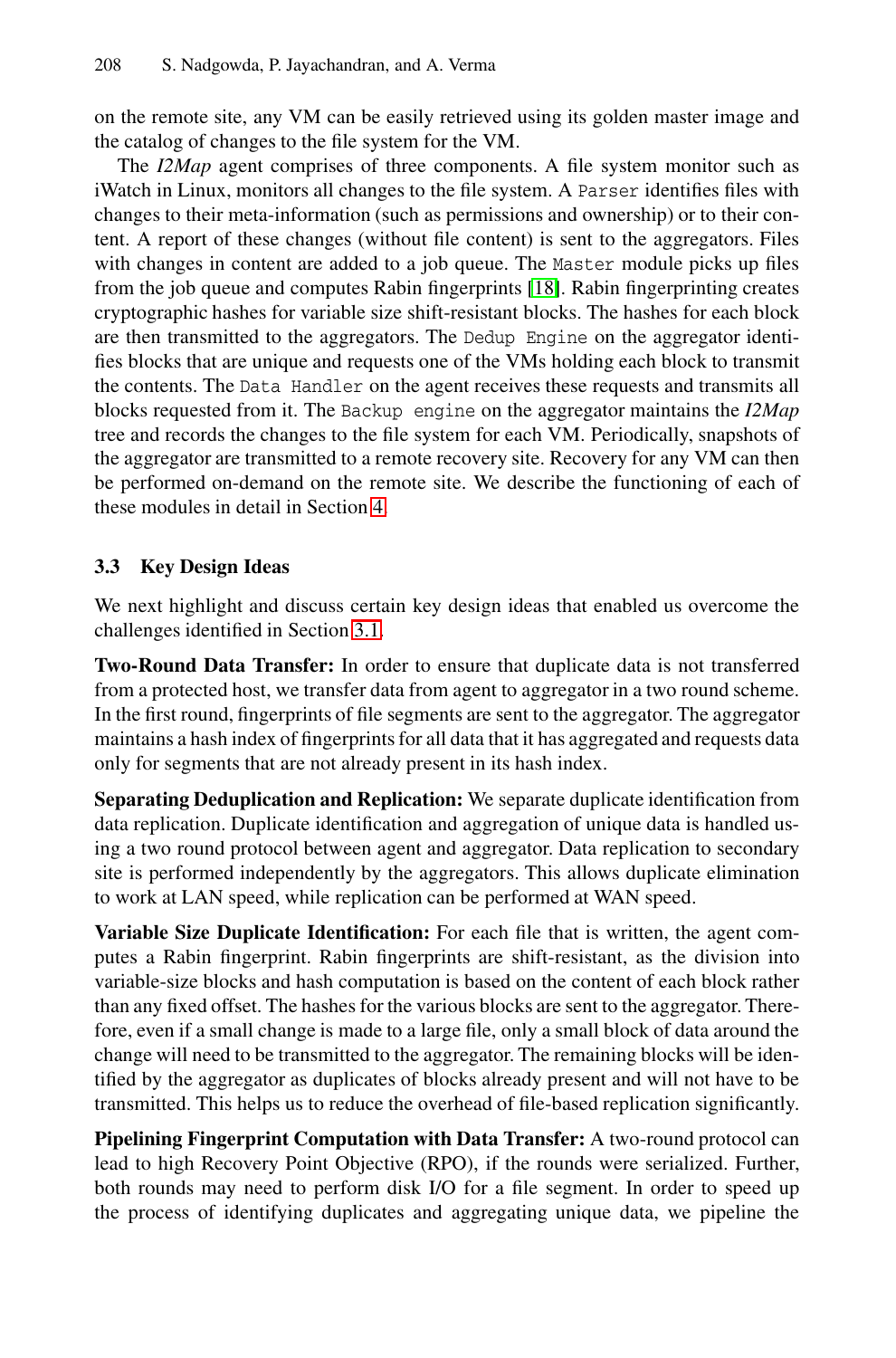on the remote site, any VM can be easily retrieved using its golden master image and the catalog of changes to the file system for the VM.

The *I2Map* agent comprises of three components. A file system monitor such as iWatch in Linux, monitors all changes to the file system. A `Parser` identifies files with changes to their meta-information (such as permissions and ownership) or to their content. A report of these changes (without file content) is sent to the aggregators. Files with changes in content are added to a job queue. The `Master` module picks up files from the job queue and computes Rabin fingerprints [18]. Rabin fingerprinting creates cryptographic hashes for variable size shift-resistant blocks. The hashes for each block are then transmitted to the aggregators. The `Dedup Engine` on the aggregator identifies blocks that are unique and requests one of the VMs holding each block to transmit the contents. The `Data Handler` on the agent receives these requests and transmits all blocks requested from it. The `Backup engine` on the aggregator maintains the *I2Map* tree and records the changes to the file system for each VM. Periodically, snapshots of the aggregator are transmitted to a remote recovery site. Recovery for any VM can then be performed on-demand on the remote site. We describe the functioning of each of these modules in detail in Section 4.

### 3.3 Key Design Ideas

We next highlight and discuss certain key design ideas that enabled us overcome the challenges identified in Section 3.1.

**Two-Round Data Transfer:** In order to ensure that duplicate data is not transferred from a protected host, we transfer data from agent to aggregator in a two round scheme. In the first round, fingerprints of file segments are sent to the aggregator. The aggregator maintains a hash index of fingerprints for all data that it has aggregated and requests data only for segments that are not already present in its hash index.

**Separating Deduplication and Replication:** We separate duplicate identification from data replication. Duplicate identification and aggregation of unique data is handled using a two round protocol between agent and aggregator. Data replication to secondary site is performed independently by the aggregators. This allows duplicate elimination to work at LAN speed, while replication can be performed at WAN speed.

**Variable Size Duplicate Identification:** For each file that is written, the agent computes a Rabin fingerprint. Rabin fingerprints are shift-resistant, as the division into variable-size blocks and hash computation is based on the content of each block rather than any fixed offset. The hashes for the various blocks are sent to the aggregator. Therefore, even if a small change is made to a large file, only a small block of data around the change will need to be transmitted to the aggregator. The remaining blocks will be identified by the aggregator as duplicates of blocks already present and will not have to be transmitted. This helps us to reduce the overhead of file-based replication significantly.

**Pipelining Fingerprint Computation with Data Transfer:** A two-round protocol can lead to high Recovery Point Objective (RPO), if the rounds were serialized. Further, both rounds may need to perform disk I/O for a file segment. In order to speed up the process of identifying duplicates and aggregating unique data, we pipeline the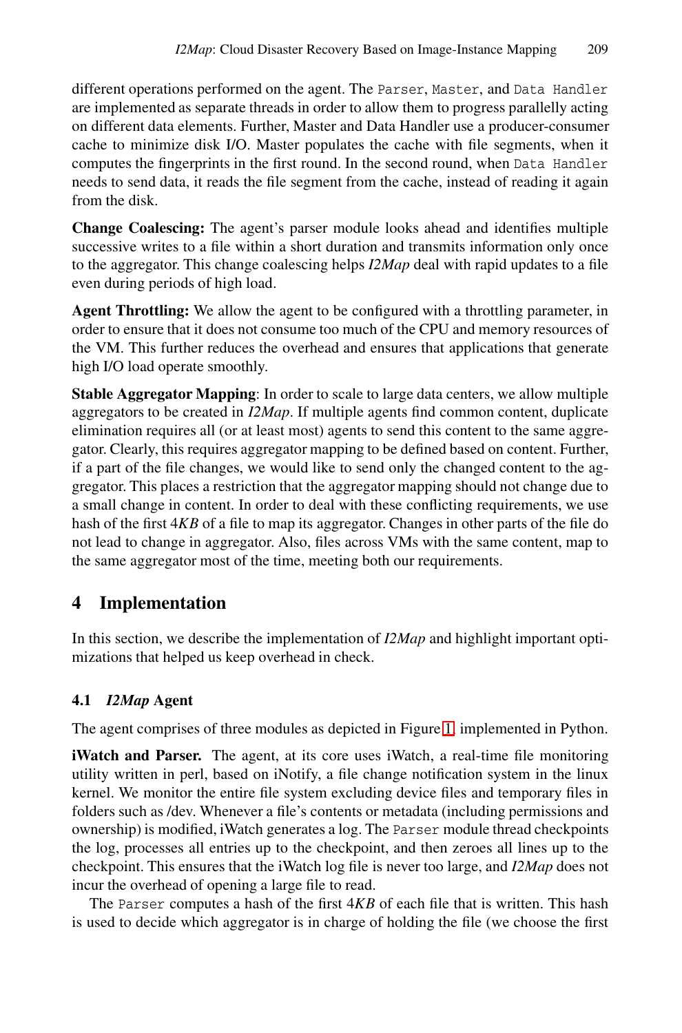different operations performed on the agent. The `Parser`, `Master`, and `Data Handler` are implemented as separate threads in order to allow them to progress parallelly acting on different data elements. Further, Master and Data Handler use a producer-consumer cache to minimize disk I/O. Master populates the cache with file segments, when it computes the fingerprints in the first round. In the second round, when `Data Handler` needs to send data, it reads the file segment from the cache, instead of reading it again from the disk.

**Change Coalescing:** The agent's parser module looks ahead and identifies multiple successive writes to a file within a short duration and transmits information only once to the aggregator. This change coalescing helps *I2Map* deal with rapid updates to a file even during periods of high load.

**Agent Throttling:** We allow the agent to be configured with a throttling parameter, in order to ensure that it does not consume too much of the CPU and memory resources of the VM. This further reduces the overhead and ensures that applications that generate high I/O load operate smoothly.

**Stable Aggregator Mapping**: In order to scale to large data centers, we allow multiple aggregators to be created in *I2Map*. If multiple agents find common content, duplicate elimination requires all (or at least most) agents to send this content to the same aggregator. Clearly, this requires aggregator mapping to be defined based on content. Further, if a part of the file changes, we would like to send only the changed content to the aggregator. This places a restriction that the aggregator mapping should not change due to a small change in content. In order to deal with these conflicting requirements, we use hash of the first 4*KB* of a file to map its aggregator. Changes in other parts of the file do not lead to change in aggregator. Also, files across VMs with the same content, map to the same aggregator most of the time, meeting both our requirements.

## 4 Implementation

In this section, we describe the implementation of *I2Map* and highlight important optimizations that helped us keep overhead in check.

### 4.1 *I2Map* Agent

The agent comprises of three modules as depicted in Figure 1, implemented in Python.

**iWatch and Parser.** The agent, at its core uses iWatch, a real-time file monitoring utility written in perl, based on iNotify, a file change notification system in the linux kernel. We monitor the entire file system excluding device files and temporary files in folders such as /dev. Whenever a file's contents or metadata (including permissions and ownership) is modified, iWatch generates a log. The `Parser` module thread checkpoints the log, processes all entries up to the checkpoint, and then zeroes all lines up to the checkpoint. This ensures that the iWatch log file is never too large, and *I2Map* does not incur the overhead of opening a large file to read.

The `Parser` computes a hash of the first 4*KB* of each file that is written. This hash is used to decide which aggregator is in charge of holding the file (we choose the first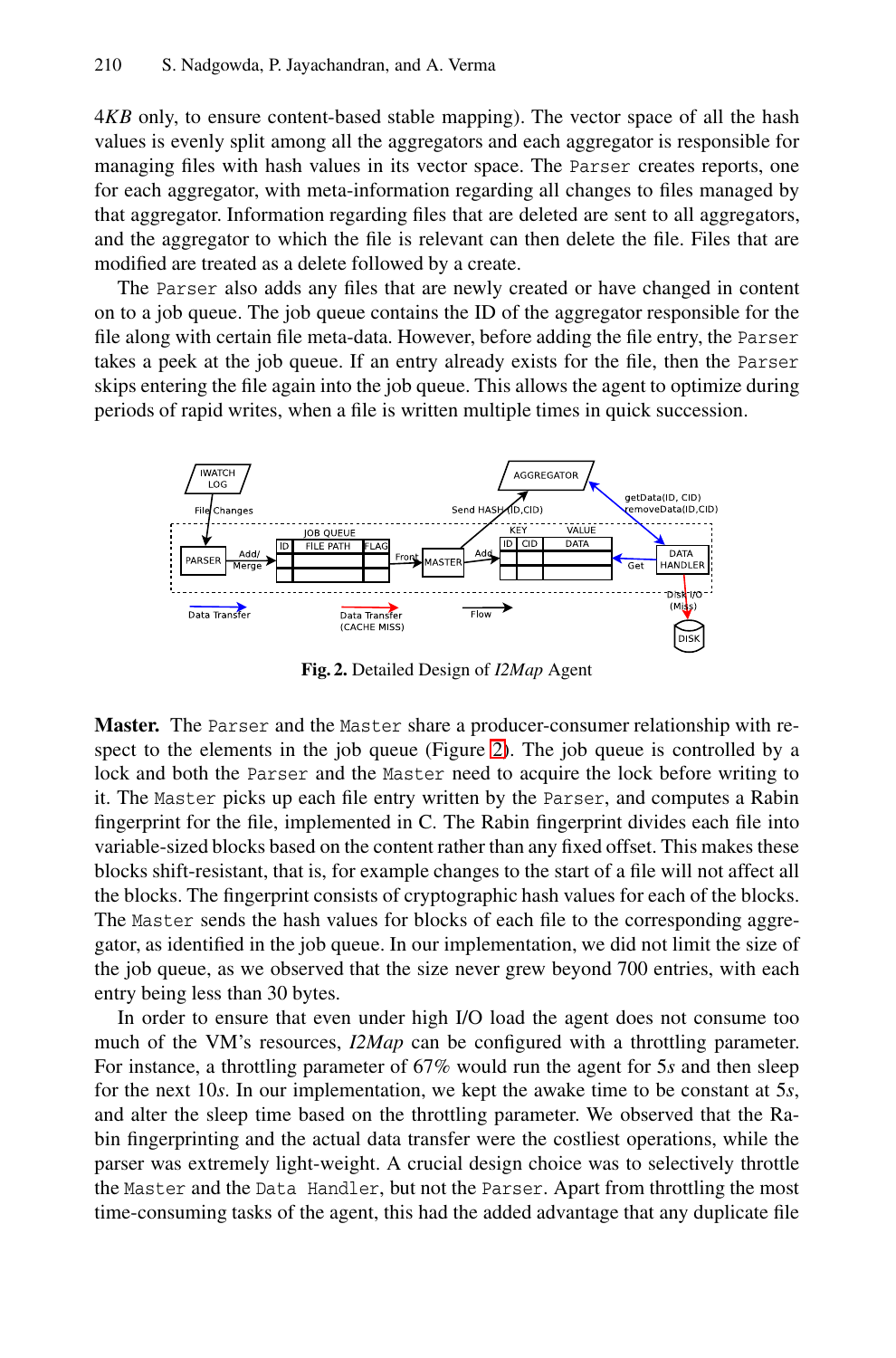4*KB* only, to ensure content-based stable mapping). The vector space of all the hash values is evenly split among all the aggregators and each aggregator is responsible for managing files with hash values in its vector space. The `Parser` creates reports, one for each aggregator, with meta-information regarding all changes to files managed by that aggregator. Information regarding files that are deleted are sent to all aggregators, and the aggregator to which the file is relevant can then delete the file. Files that are modified are treated as a delete followed by a create.

The `Parser` also adds any files that are newly created or have changed in content on to a job queue. The job queue contains the ID of the aggregator responsible for the file along with certain file meta-data. However, before adding the file entry, the `Parser` takes a peek at the job queue. If an entry already exists for the file, then the `Parser` skips entering the file again into the job queue. This allows the agent to optimize during periods of rapid writes, when a file is written multiple times in quick succession.

**Fig. 2.** Detailed Design of *I2Map* Agent

**Master.** The `Parser` and the `Master` share a producer-consumer relationship with respect to the elements in the job queue (Figure 2). The job queue is controlled by a lock and both the `Parser` and the `Master` need to acquire the lock before writing to it. The `Master` picks up each file entry written by the `Parser`, and computes a Rabin fingerprint for the file, implemented in C. The Rabin fingerprint divides each file into variable-sized blocks based on the content rather than any fixed offset. This makes these blocks shift-resistant, that is, for example changes to the start of a file will not affect all the blocks. The fingerprint consists of cryptographic hash values for each of the blocks. The `Master` sends the hash values for blocks of each file to the corresponding aggregator, as identified in the job queue. In our implementation, we did not limit the size of the job queue, as we observed that the size never grew beyond 700 entries, with each entry being less than 30 bytes.

In order to ensure that even under high I/O load the agent does not consume too much of the VM's resources, *I2Map* can be configured with a throttling parameter. For instance, a throttling parameter of 67% would run the agent for 5*s* and then sleep for the next 10*s*. In our implementation, we kept the awake time to be constant at 5*s*, and alter the sleep time based on the throttling parameter. We observed that the Rabin fingerprinting and the actual data transfer were the costliest operations, while the parser was extremely light-weight. A crucial design choice was to selectively throttle the `Master` and the `Data Handler`, but not the `Parser`. Apart from throttling the most time-consuming tasks of the agent, this had the added advantage that any duplicate file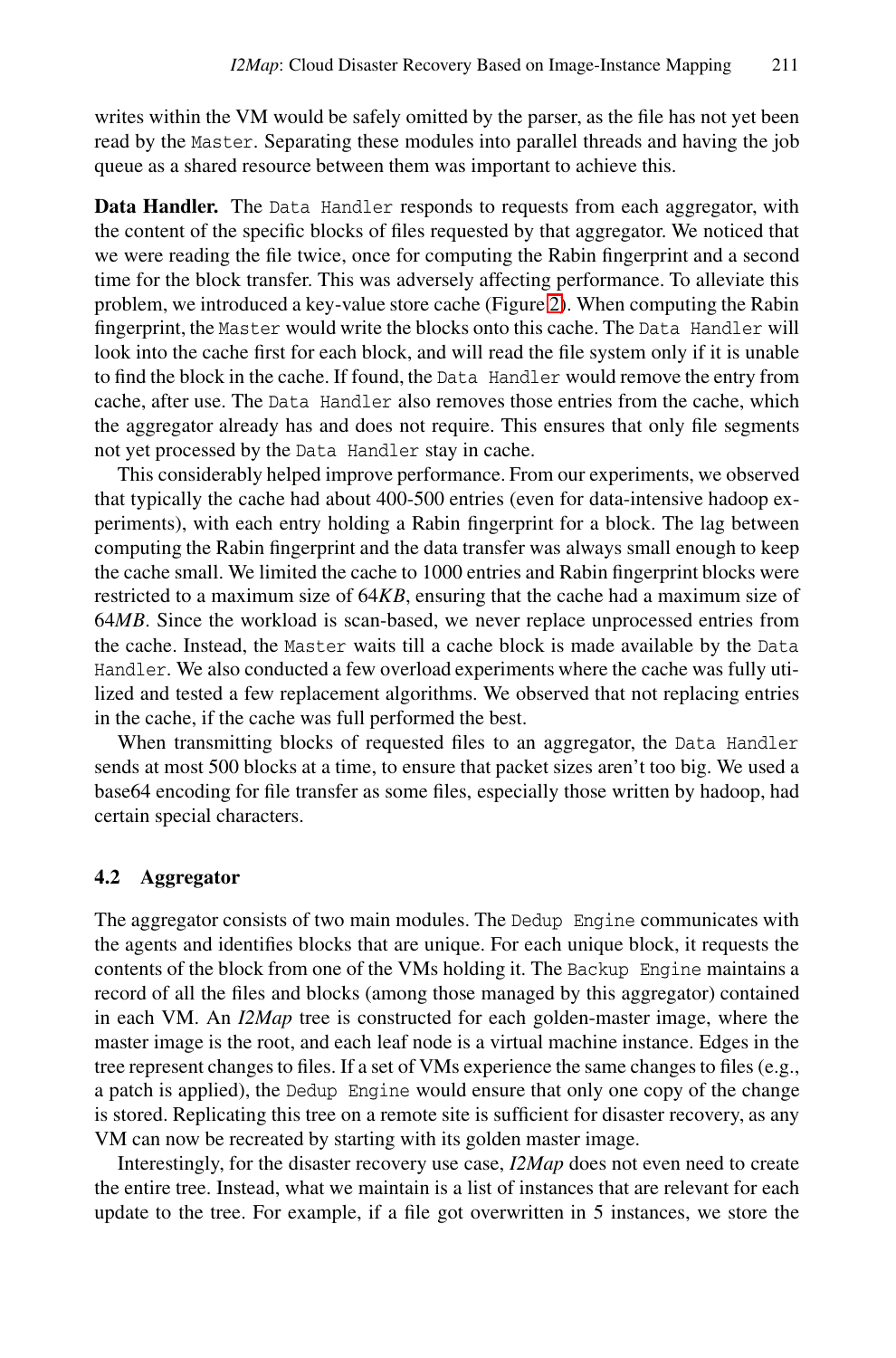writes within the VM would be safely omitted by the parser, as the file has not yet been read by the `Master`. Separating these modules into parallel threads and having the job queue as a shared resource between them was important to achieve this.

**Data Handler.** The `Data Handler` responds to requests from each aggregator, with the content of the specific blocks of files requested by that aggregator. We noticed that we were reading the file twice, once for computing the Rabin fingerprint and a second time for the block transfer. This was adversely affecting performance. To alleviate this problem, we introduced a key-value store cache (Figure 2). When computing the Rabin fingerprint, the `Master` would write the blocks onto this cache. The `Data Handler` will look into the cache first for each block, and will read the file system only if it is unable to find the block in the cache. If found, the `Data Handler` would remove the entry from cache, after use. The `Data Handler` also removes those entries from the cache, which the aggregator already has and does not require. This ensures that only file segments not yet processed by the `Data Handler` stay in cache.

This considerably helped improve performance. From our experiments, we observed that typically the cache had about 400-500 entries (even for data-intensive hadoop experiments), with each entry holding a Rabin fingerprint for a block. The lag between computing the Rabin fingerprint and the data transfer was always small enough to keep the cache small. We limited the cache to 1000 entries and Rabin fingerprint blocks were restricted to a maximum size of 64*KB*, ensuring that the cache had a maximum size of 64*MB*. Since the workload is scan-based, we never replace unprocessed entries from the cache. Instead, the `Master` waits till a cache block is made available by the `Data Handler`. We also conducted a few overload experiments where the cache was fully utilized and tested a few replacement algorithms. We observed that not replacing entries in the cache, if the cache was full performed the best.

When transmitting blocks of requested files to an aggregator, the `Data Handler` sends at most 500 blocks at a time, to ensure that packet sizes aren't too big. We used a base64 encoding for file transfer as some files, especially those written by hadoop, had certain special characters.

### 4.2 Aggregator

The aggregator consists of two main modules. The `Dedup Engine` communicates with the agents and identifies blocks that are unique. For each unique block, it requests the contents of the block from one of the VMs holding it. The `Backup Engine` maintains a record of all the files and blocks (among those managed by this aggregator) contained in each VM. An *I2Map* tree is constructed for each golden-master image, where the master image is the root, and each leaf node is a virtual machine instance. Edges in the tree represent changes to files. If a set of VMs experience the same changes to files (e.g., a patch is applied), the `Dedup Engine` would ensure that only one copy of the change is stored. Replicating this tree on a remote site is sufficient for disaster recovery, as any VM can now be recreated by starting with its golden master image.

Interestingly, for the disaster recovery use case, *I2Map* does not even need to create the entire tree. Instead, what we maintain is a list of instances that are relevant for each update to the tree. For example, if a file got overwritten in 5 instances, we store the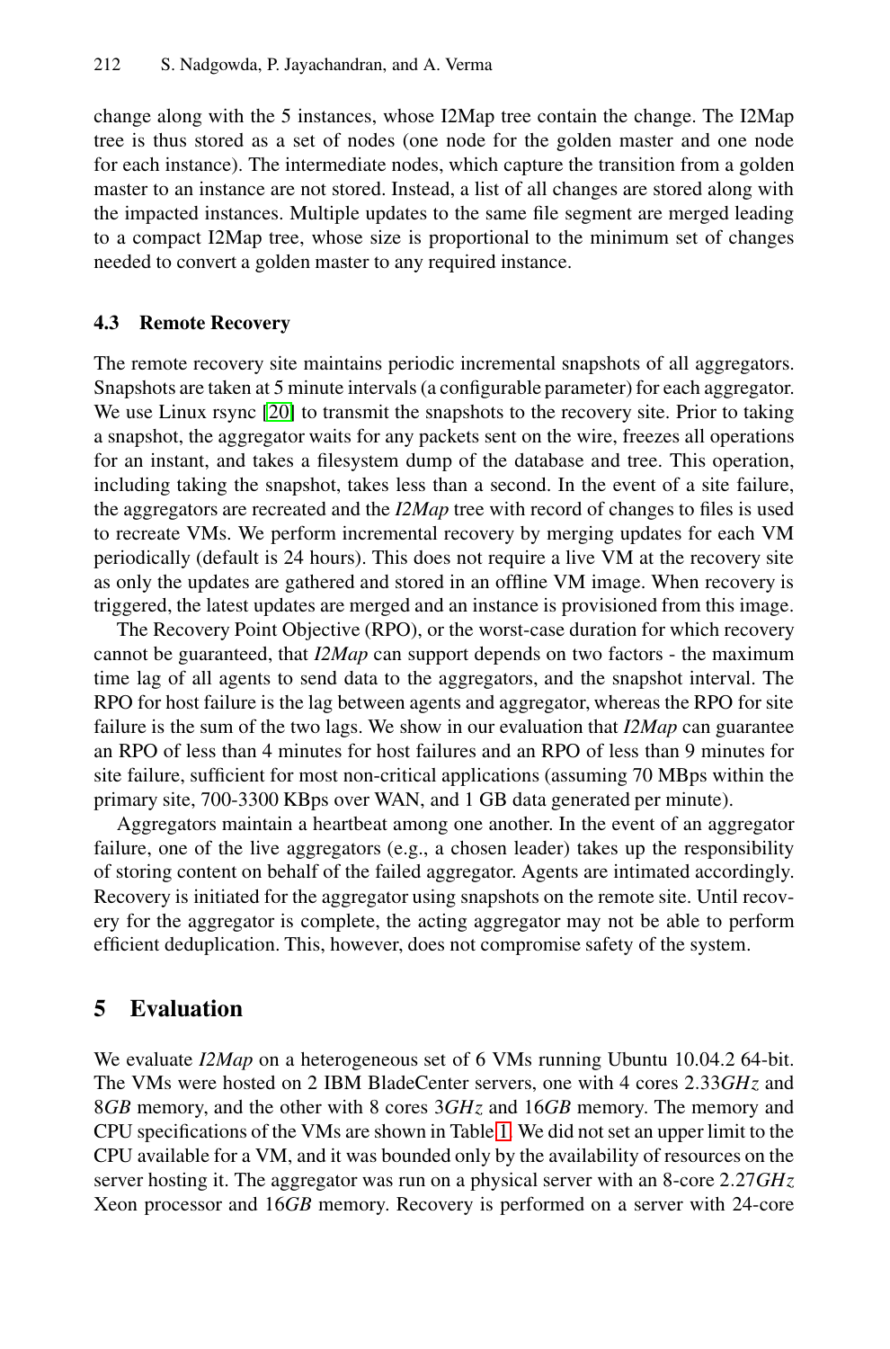change along with the 5 instances, whose I2Map tree contain the change. The I2Map tree is thus stored as a set of nodes (one node for the golden master and one node for each instance). The intermediate nodes, which capture the transition from a golden master to an instance are not stored. Instead, a list of all changes are stored along with the impacted instances. Multiple updates to the same file segment are merged leading to a compact I2Map tree, whose size is proportional to the minimum set of changes needed to convert a golden master to any required instance.

### 4.3 Remote Recovery

The remote recovery site maintains periodic incremental snapshots of all aggregators. Snapshots are taken at 5 minute intervals (a configurable parameter) for each aggregator. We use Linux rsync [20] to transmit the snapshots to the recovery site. Prior to taking a snapshot, the aggregator waits for any packets sent on the wire, freezes all operations for an instant, and takes a filesystem dump of the database and tree. This operation, including taking the snapshot, takes less than a second. In the event of a site failure, the aggregators are recreated and the *I2Map* tree with record of changes to files is used to recreate VMs. We perform incremental recovery by merging updates for each VM periodically (default is 24 hours). This does not require a live VM at the recovery site as only the updates are gathered and stored in an offline VM image. When recovery is triggered, the latest updates are merged and an instance is provisioned from this image.

The Recovery Point Objective (RPO), or the worst-case duration for which recovery cannot be guaranteed, that *I2Map* can support depends on two factors - the maximum time lag of all agents to send data to the aggregators, and the snapshot interval. The RPO for host failure is the lag between agents and aggregator, whereas the RPO for site failure is the sum of the two lags. We show in our evaluation that *I2Map* can guarantee an RPO of less than 4 minutes for host failures and an RPO of less than 9 minutes for site failure, sufficient for most non-critical applications (assuming 70 MBps within the primary site, 700-3300 KBps over WAN, and 1 GB data generated per minute).

Aggregators maintain a heartbeat among one another. In the event of an aggregator failure, one of the live aggregators (e.g., a chosen leader) takes up the responsibility of storing content on behalf of the failed aggregator. Agents are intimated accordingly. Recovery is initiated for the aggregator using snapshots on the remote site. Until recovery for the aggregator is complete, the acting aggregator may not be able to perform efficient deduplication. This, however, does not compromise safety of the system.

## 5 Evaluation

We evaluate *I2Map* on a heterogeneous set of 6 VMs running Ubuntu 10.04.2 64-bit. The VMs were hosted on 2 IBM BladeCenter servers, one with 4 cores 2.33*GHz* and 8*GB* memory, and the other with 8 cores 3*GHz* and 16*GB* memory. The memory and CPU specifications of the VMs are shown in Table 1. We did not set an upper limit to the CPU available for a VM, and it was bounded only by the availability of resources on the server hosting it. The aggregator was run on a physical server with an 8-core 2.27*GHz* Xeon processor and 16*GB* memory. Recovery is performed on a server with 24-core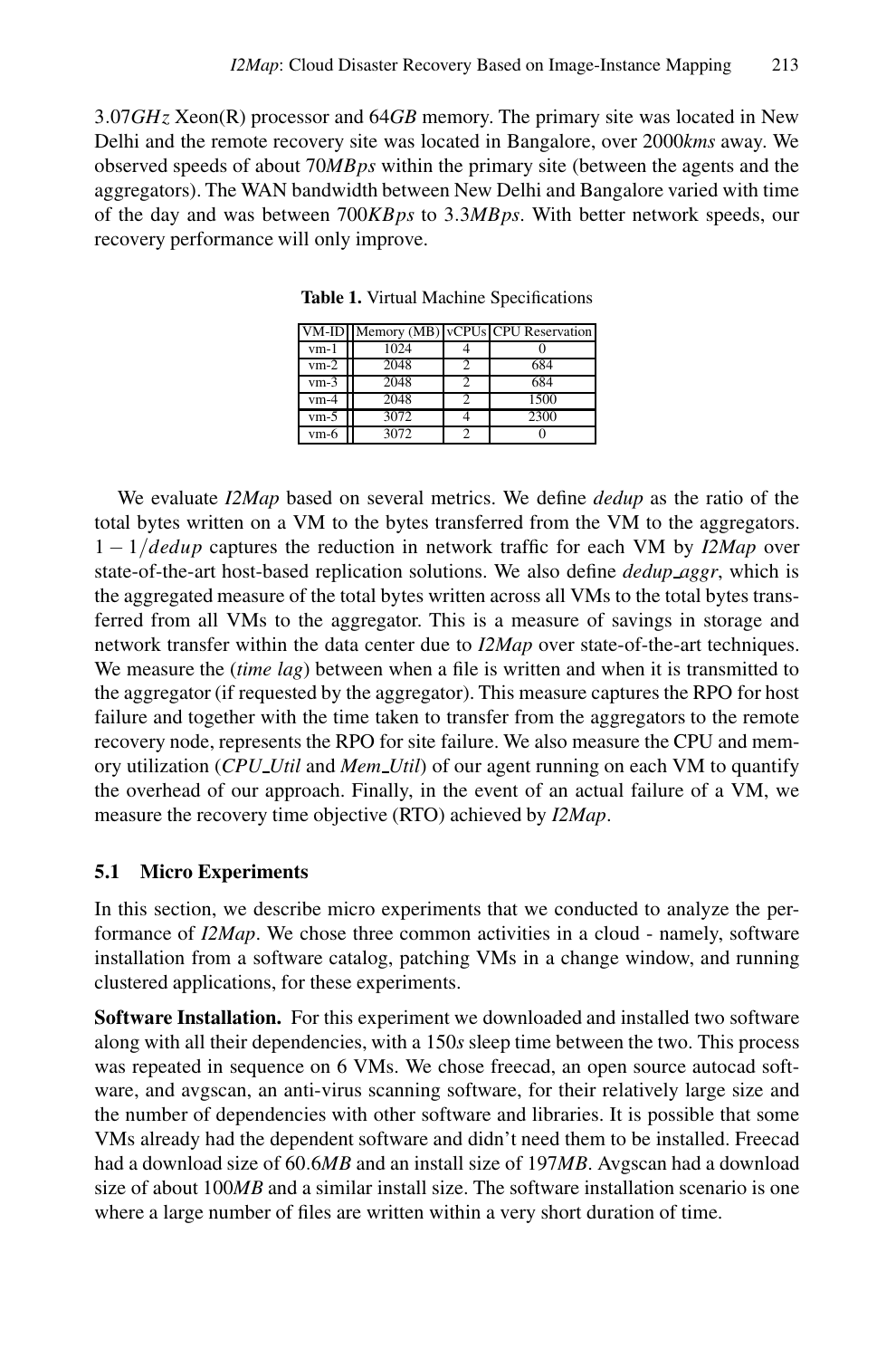3.07*GHz* Xeon(R) processor and 64*GB* memory. The primary site was located in New Delhi and the remote recovery site was located in Bangalore, over 2000*kms* away. We observed speeds of about 70*MBps* within the primary site (between the agents and the aggregators). The WAN bandwidth between New Delhi and Bangalore varied with time of the day and was between 700*KBps* to 3.3*MBps*. With better network speeds, our recovery performance will only improve.

**Table 1.** Virtual Machine Specifications

| VM-ID | Memory (MB) | vCPUs | CPU Reservation |
|---|---|---|---|
| vm-1 | 1024 | 4 | 0 |
| vm-2 | 2048 | 2 | 684 |
| vm-3 | 2048 | 2 | 684 |
| vm-4 | 2048 | 2 | 1500 |
| vm-5 | 3072 | 4 | 2300 |
| vm-6 | 3072 | 2 | 0 |

We evaluate *I2Map* based on several metrics. We define *dedup* as the ratio of the total bytes written on a VM to the bytes transferred from the VM to the aggregators. $1 - 1/dedup$ captures the reduction in network traffic for each VM by *I2Map* over state-of-the-art host-based replication solutions. We also define *dedup_aggr*, which is the aggregated measure of the total bytes written across all VMs to the total bytes transferred from all VMs to the aggregator. This is a measure of savings in storage and network transfer within the data center due to *I2Map* over state-of-the-art techniques. We measure the (*time lag*) between when a file is written and when it is transmitted to the aggregator (if requested by the aggregator). This measure captures the RPO for host failure and together with the time taken to transfer from the aggregators to the remote recovery node, represents the RPO for site failure. We also measure the CPU and memory utilization (*CPU_Util* and *Mem_Util*) of our agent running on each VM to quantify the overhead of our approach. Finally, in the event of an actual failure of a VM, we measure the recovery time objective (RTO) achieved by *I2Map*.

### 5.1 Micro Experiments

In this section, we describe micro experiments that we conducted to analyze the performance of *I2Map*. We chose three common activities in a cloud - namely, software installation from a software catalog, patching VMs in a change window, and running clustered applications, for these experiments.

**Software Installation.** For this experiment we downloaded and installed two software along with all their dependencies, with a 150*s* sleep time between the two. This process was repeated in sequence on 6 VMs. We chose freecad, an open source autocad software, and avgscan, an anti-virus scanning software, for their relatively large size and the number of dependencies with other software and libraries. It is possible that some VMs already had the dependent software and didn't need them to be installed. Freecad had a download size of 60.6*MB* and an install size of 197*MB*. Avgscan had a download size of about 100*MB* and a similar install size. The software installation scenario is one where a large number of files are written within a very short duration of time.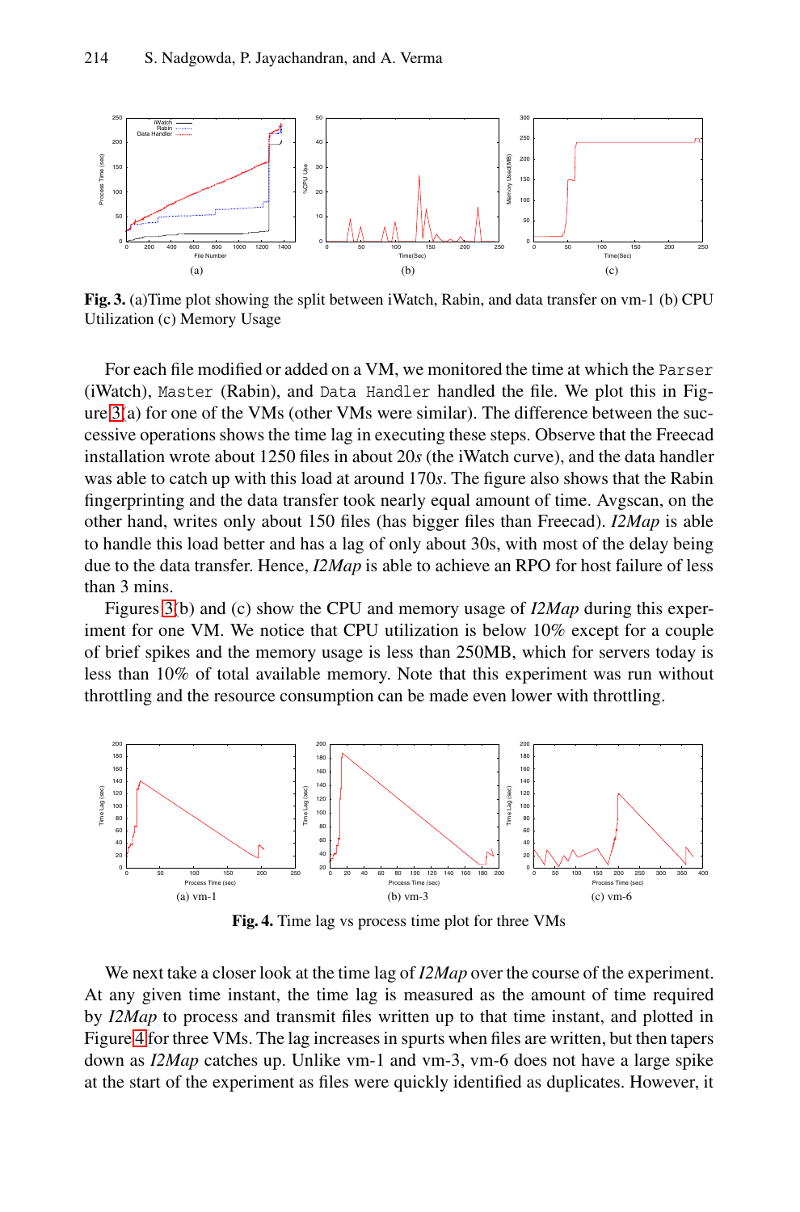Fig. 3. (a)Time plot showing the split between iWatch, Rabin, and data transfer on vm-1 (b) CPU Utilization (c) Memory Usage

For each file modified or added on a VM, we monitored the time at which the `Parser` (iWatch), `Master` (Rabin), and `Data Handler` handled the file. We plot this in Figure 3(a) for one of the VMs (other VMs were similar). The difference between the successive operations shows the time lag in executing these steps. Observe that the Freecad installation wrote about 1250 files in about 20*s* (the iWatch curve), and the data handler was able to catch up with this load at around 170*s*. The figure also shows that the Rabin fingerprinting and the data transfer took nearly equal amount of time. Avgscan, on the other hand, writes only about 150 files (has bigger files than Freecad). *I2Map* is able to handle this load better and has a lag of only about 30s, with most of the delay being due to the data transfer. Hence, *I2Map* is able to achieve an RPO for host failure of less than 3 mins.

Figures 3(b) and (c) show the CPU and memory usage of *I2Map* during this experiment for one VM. We notice that CPU utilization is below 10% except for a couple of brief spikes and the memory usage is less than 250MB, which for servers today is less than 10% of total available memory. Note that this experiment was run without throttling and the resource consumption can be made even lower with throttling.

Fig. 4. Time lag vs process time plot for three VMs

We next take a closer look at the time lag of *I2Map* over the course of the experiment. At any given time instant, the time lag is measured as the amount of time required by *I2Map* to process and transmit files written up to that time instant, and plotted in Figure 4 for three VMs. The lag increases in spurts when files are written, but then tapers down as *I2Map* catches up. Unlike vm-1 and vm-3, vm-6 does not have a large spike at the start of the experiment as files were quickly identified as duplicates. However, it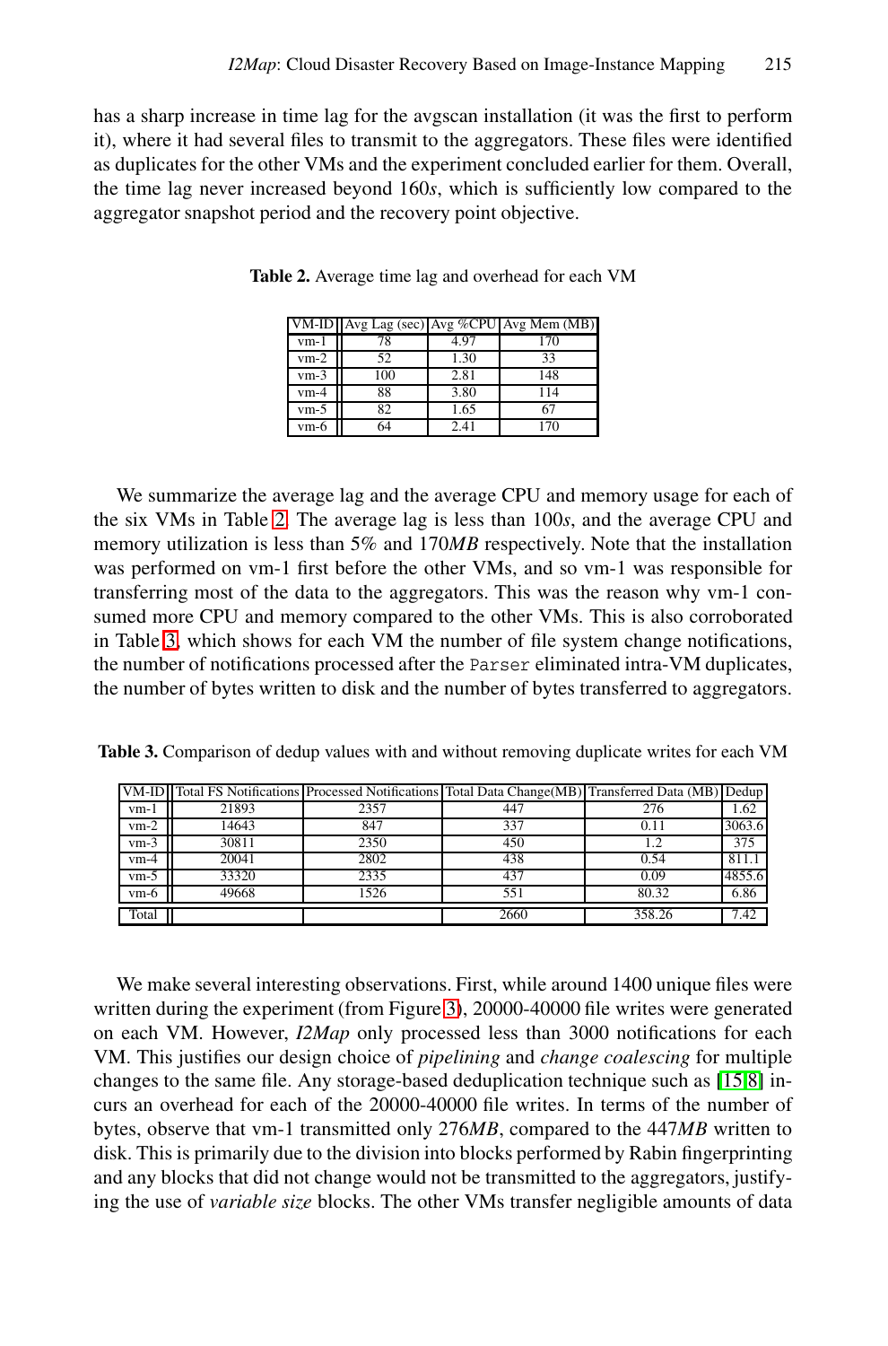has a sharp increase in time lag for the avgscan installation (it was the first to perform it), where it had several files to transmit to the aggregators. These files were identified as duplicates for the other VMs and the experiment concluded earlier for them. Overall, the time lag never increased beyond 160*s*, which is sufficiently low compared to the aggregator snapshot period and the recovery point objective.

**Table 2.** Average time lag and overhead for each VM

| VM-ID | Avg Lag (sec) | Avg %CPU | Avg Mem (MB) |
|---|---|---|---|
| vm-1 | 78 | 4.97 | 170 |
| vm-2 | 52 | 1.30 | 33 |
| vm-3 | 100 | 2.81 | 148 |
| vm-4 | 88 | 3.80 | 114 |
| vm-5 | 82 | 1.65 | 67 |
| vm-6 | 64 | 2.41 | 170 |

We summarize the average lag and the average CPU and memory usage for each of the six VMs in Table 2. The average lag is less than 100*s*, and the average CPU and memory utilization is less than 5% and 170*MB* respectively. Note that the installation was performed on vm-1 first before the other VMs, and so vm-1 was responsible for transferring most of the data to the aggregators. This was the reason why vm-1 consumed more CPU and memory compared to the other VMs. This is also corroborated in Table 3, which shows for each VM the number of file system change notifications, the number of notifications processed after the `Parser` eliminated intra-VM duplicates, the number of bytes written to disk and the number of bytes transferred to aggregators.

**Table 3.** Comparison of dedup values with and without removing duplicate writes for each VM

| VM-ID | Total FS Notifications | Processed Notifications | Total Data Change(MB) | Transferred Data (MB) | Dedup |
|---|---|---|---|---|---|
| vm-1 | 21893 | 2357 | 447 | 276 | 1.62 |
| vm-2 | 14643 | 847 | 337 | 0.11 | 3063.6 |
| vm-3 | 30811 | 2350 | 450 | 1.2 | 375 |
| vm-4 | 20041 | 2802 | 438 | 0.54 | 811.1 |
| vm-5 | 33320 | 2335 | 437 | 0.09 | 4855.6 |
| vm-6 | 49668 | 1526 | 551 | 80.32 | 6.86 |
| Total | | | 2660 | 358.26 | 7.42 |

We make several interesting observations. First, while around 1400 unique files were written during the experiment (from Figure 3), 20000-40000 file writes were generated on each VM. However, *I2Map* only processed less than 3000 notifications for each VM. This justifies our design choice of *pipelining* and *change coalescing* for multiple changes to the same file. Any storage-based deduplication technique such as [15,8] incurs an overhead for each of the 20000-40000 file writes. In terms of the number of bytes, observe that vm-1 transmitted only 276*MB*, compared to the 447*MB* written to disk. This is primarily due to the division into blocks performed by Rabin fingerprinting and any blocks that did not change would not be transmitted to the aggregators, justifying the use of *variable size* blocks. The other VMs transfer negligible amounts of data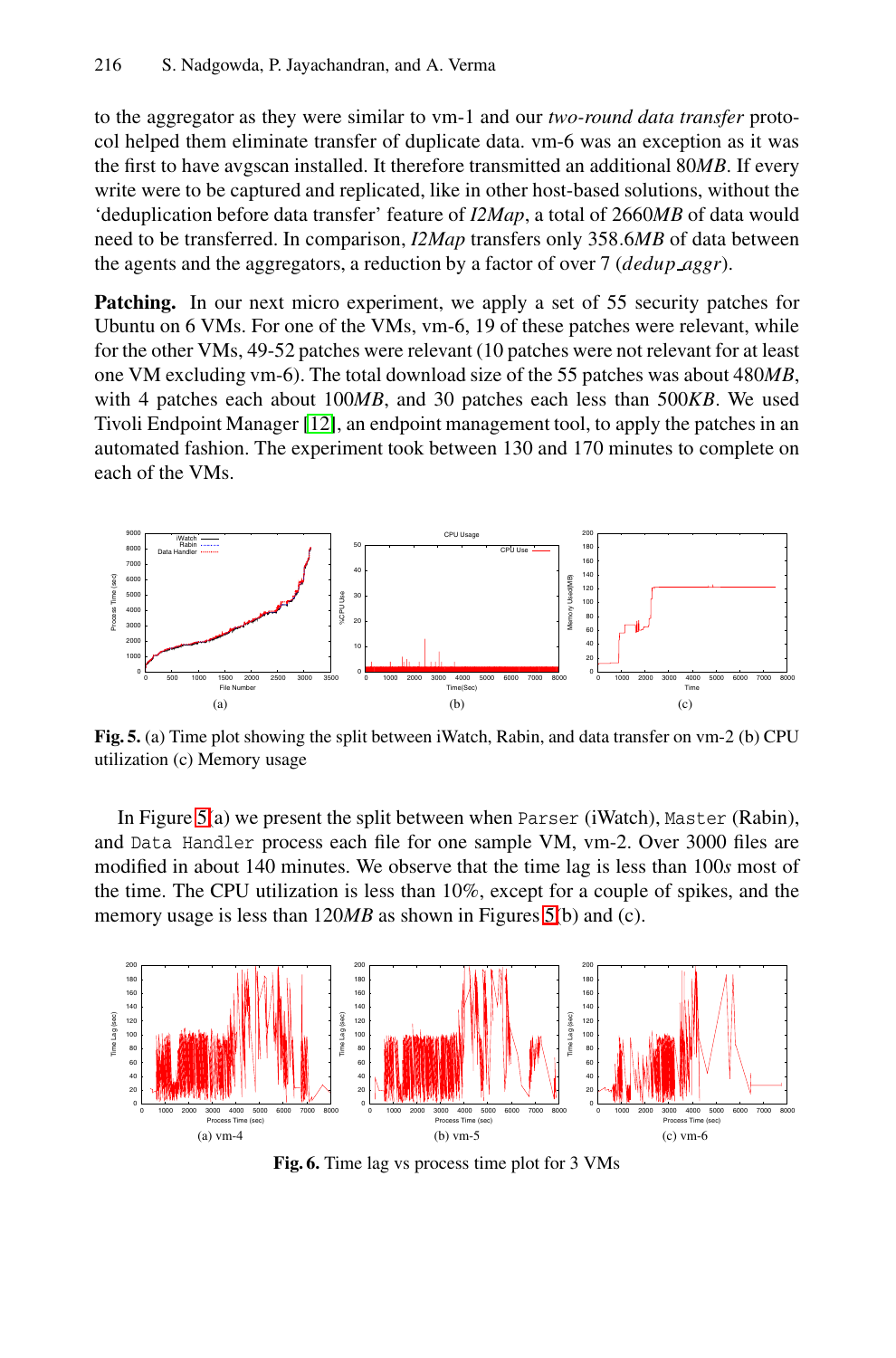to the aggregator as they were similar to vm-1 and our *two-round data transfer* protocol helped them eliminate transfer of duplicate data. vm-6 was an exception as it was the first to have avgscan installed. It therefore transmitted an additional 80*MB*. If every write were to be captured and replicated, like in other host-based solutions, without the 'deduplication before data transfer' feature of *I2Map*, a total of 2660*MB* of data would need to be transferred. In comparison, *I2Map* transfers only 358.6*MB* of data between the agents and the aggregators, a reduction by a factor of over 7 ($dedup\_aggr$).

**Patching.** In our next micro experiment, we apply a set of 55 security patches for Ubuntu on 6 VMs. For one of the VMs, vm-6, 19 of these patches were relevant, while for the other VMs, 49-52 patches were relevant (10 patches were not relevant for at least one VM excluding vm-6). The total download size of the 55 patches was about 480*MB*, with 4 patches each about 100*MB*, and 30 patches each less than 500*KB*. We used Tivoli Endpoint Manager [12], an endpoint management tool, to apply the patches in an automated fashion. The experiment took between 130 and 170 minutes to complete on each of the VMs.

**Fig. 5.** (a) Time plot showing the split between iWatch, Rabin, and data transfer on vm-2 (b) CPU utilization (c) Memory usage

In Figure 5(a) we present the split between when `Parser` (iWatch), `Master` (Rabin), and `Data Handler` process each file for one sample VM, vm-2. Over 3000 files are modified in about 140 minutes. We observe that the time lag is less than 100*s* most of the time. The CPU utilization is less than 10%, except for a couple of spikes, and the memory usage is less than 120*MB* as shown in Figures 5(b) and (c).

(a) vm-4 (b) vm-5 (c) vm-6

**Fig. 6.** Time lag vs process time plot for 3 VMs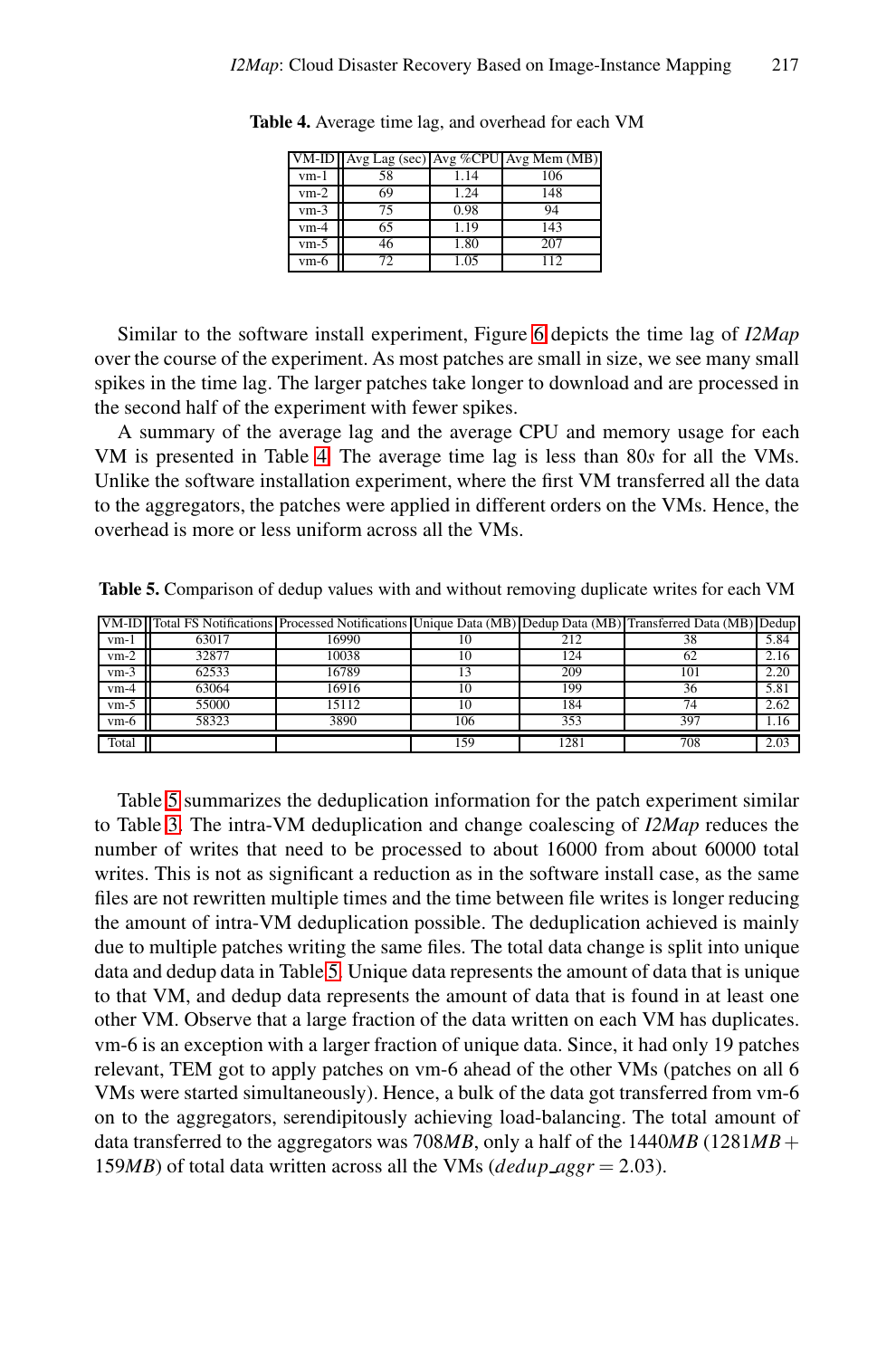**Table 4.** Average time lag, and overhead for each VM

| VM-ID | Avg Lag (sec) | Avg %CPU | Avg Mem (MB) |
|---|---|---|---|
| vm-1 | 58 | 1.14 | 106 |
| vm-2 | 69 | 1.24 | 148 |
| vm-3 | 75 | 0.98 | 94 |
| vm-4 | 65 | 1.19 | 143 |
| vm-5 | 46 | 1.80 | 207 |
| vm-6 | 72 | 1.05 | 112 |

Similar to the software install experiment, Figure 6 depicts the time lag of *I2Map* over the course of the experiment. As most patches are small in size, we see many small spikes in the time lag. The larger patches take longer to download and are processed in the second half of the experiment with fewer spikes.

A summary of the average lag and the average CPU and memory usage for each VM is presented in Table 4. The average time lag is less than $80s$ for all the VMs. Unlike the software installation experiment, where the first VM transferred all the data to the aggregators, the patches were applied in different orders on the VMs. Hence, the overhead is more or less uniform across all the VMs.

**Table 5.** Comparison of dedup values with and without removing duplicate writes for each VM

| VM-ID | Total FS Notifications | Processed Notifications | Unique Data (MB) | Dedup Data (MB) | Transferred Data (MB) | Dedup |
|---|---|---|---|---|---|---|
| vm-1 | 63017 | 16990 | 10 | 212 | 38 | 5.84 |
| vm-2 | 32877 | 10038 | 10 | 124 | 62 | 2.16 |
| vm-3 | 62533 | 16789 | 13 | 209 | 101 | 2.20 |
| vm-4 | 63064 | 16916 | 10 | 199 | 36 | 5.81 |
| vm-5 | 55000 | 15112 | 10 | 184 | 74 | 2.62 |
| vm-6 | 58323 | 3890 | 106 | 353 | 397 | 1.16 |
| Total | | | 159 | 1281 | 708 | 2.03 |

Table 5 summarizes the deduplication information for the patch experiment similar to Table 3. The intra-VM deduplication and change coalescing of *I2Map* reduces the number of writes that need to be processed to about 16000 from about 60000 total writes. This is not as significant a reduction as in the software install case, as the same files are not rewritten multiple times and the time between file writes is longer reducing the amount of intra-VM deduplication possible. The deduplication achieved is mainly due to multiple patches writing the same files. The total data change is split into unique data and dedup data in Table 5. Unique data represents the amount of data that is unique to that VM, and dedup data represents the amount of data that is found in at least one other VM. Observe that a large fraction of the data written on each VM has duplicates. vm-6 is an exception with a larger fraction of unique data. Since, it had only 19 patches relevant, TEM got to apply patches on vm-6 ahead of the other VMs (patches on all 6 VMs were started simultaneously). Hence, a bulk of the data got transferred from vm-6 on to the aggregators, serendipitously achieving load-balancing. The total amount of data transferred to the aggregators was $708MB$, only a half of the $1440MB$ ($1281MB + 159MB$) of total data written across all the VMs ($dedup\_aggr = 2.03$).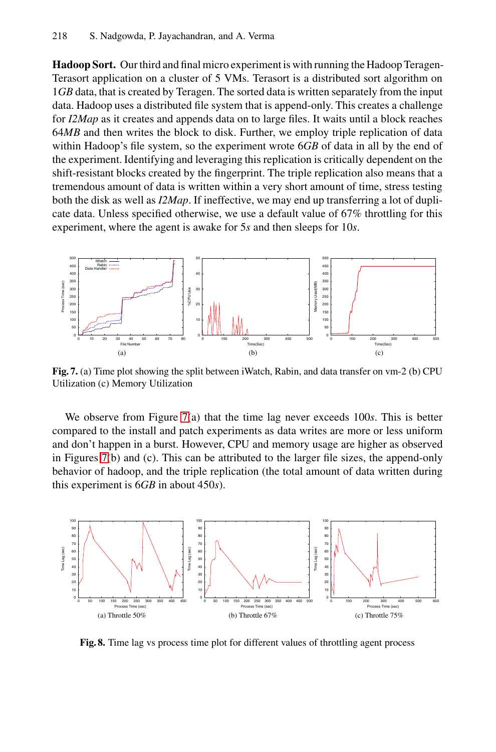**Hadoop Sort.** Our third and final micro experiment is with running the Hadoop Teragen-Terasort application on a cluster of 5 VMs. Terasort is a distributed sort algorithm on 1*GB* data, that is created by Teragen. The sorted data is written separately from the input data. Hadoop uses a distributed file system that is append-only. This creates a challenge for *I2Map* as it creates and appends data on to large files. It waits until a block reaches 64*MB* and then writes the block to disk. Further, we employ triple replication of data within Hadoop's file system, so the experiment wrote 6*GB* of data in all by the end of the experiment. Identifying and leveraging this replication is critically dependent on the shift-resistant blocks created by the fingerprint. The triple replication also means that a tremendous amount of data is written within a very short amount of time, stress testing both the disk as well as *I2Map*. If ineffective, we may end up transferring a lot of duplicate data. Unless specified otherwise, we use a default value of 67% throttling for this experiment, where the agent is awake for 5*s* and then sleeps for 10*s*.

**Fig. 7.** (a) Time plot showing the split between iWatch, Rabin, and data transfer on vm-2 (b) CPU Utilization (c) Memory Utilization

We observe from Figure 7(a) that the time lag never exceeds 100*s*. This is better compared to the install and patch experiments as data writes are more or less uniform and don't happen in a burst. However, CPU and memory usage are higher as observed in Figures 7(b) and (c). This can be attributed to the larger file sizes, the append-only behavior of hadoop, and the triple replication (the total amount of data written during this experiment is 6*GB* in about 450*s*).

**Fig. 8.** Time lag vs process time plot for different values of throttling agent process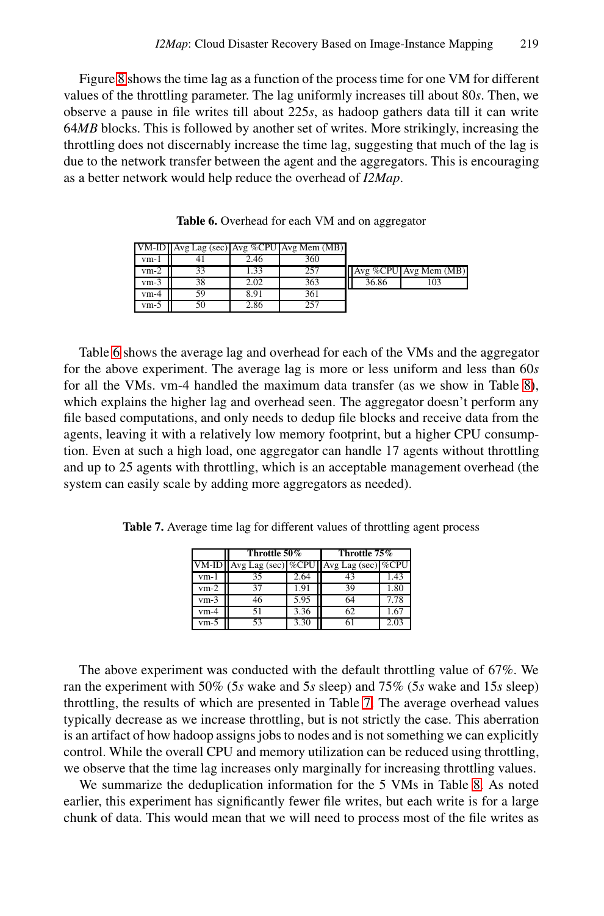Figure 8 shows the time lag as a function of the process time for one VM for different values of the throttling parameter. The lag uniformly increases till about 80*s*. Then, we observe a pause in file writes till about 225*s*, as hadoop gathers data till it can write 64*MB* blocks. This is followed by another set of writes. More strikingly, increasing the throttling does not discernably increase the time lag, suggesting that much of the lag is due to the network transfer between the agent and the aggregators. This is encouraging as a better network would help reduce the overhead of *I2Map*.

**Table 6.** Overhead for each VM and on aggregator

| VM-ID | Avg Lag (sec) | Avg %CPU | Avg Mem (MB) |
|---|---|---|---|
| vm-1 | 41 | 2.46 | 360 |
| vm-2 | 33 | 1.33 | 257 |
| vm-3 | 38 | 2.02 | 363 |
| vm-4 | 59 | 8.91 | 361 |
| vm-5 | 50 | 2.86 | 257 |

| Avg %CPU | Avg Mem (MB) |
|---|---|
| 36.86 | 103 |

Table 6 shows the average lag and overhead for each of the VMs and the aggregator for the above experiment. The average lag is more or less uniform and less than 60*s* for all the VMs. vm-4 handled the maximum data transfer (as we show in Table 8), which explains the higher lag and overhead seen. The aggregator doesn't perform any file based computations, and only needs to dedup file blocks and receive data from the agents, leaving it with a relatively low memory footprint, but a higher CPU consumption. Even at such a high load, one aggregator can handle 17 agents without throttling and up to 25 agents with throttling, which is an acceptable management overhead (the system can easily scale by adding more aggregators as needed).

**Table 7.** Average time lag for different values of throttling agent process

| | Throttle 50% | | Throttle 75% | |
|---|---|---|---|---|
| VM-ID | Avg Lag (sec) | %CPU | Avg Lag (sec) | %CPU |
| vm-1 | 35 | 2.64 | 43 | 1.43 |
| vm-2 | 37 | 1.91 | 39 | 1.80 |
| vm-3 | 46 | 5.95 | 64 | 7.78 |
| vm-4 | 51 | 3.36 | 62 | 1.67 |
| vm-5 | 53 | 3.30 | 61 | 2.03 |

The above experiment was conducted with the default throttling value of 67%. We ran the experiment with 50% (5*s* wake and 5*s* sleep) and 75% (5*s* wake and 15*s* sleep) throttling, the results of which are presented in Table 7. The average overhead values typically decrease as we increase throttling, but is not strictly the case. This aberration is an artifact of how hadoop assigns jobs to nodes and is not something we can explicitly control. While the overall CPU and memory utilization can be reduced using throttling, we observe that the time lag increases only marginally for increasing throttling values.

We summarize the deduplication information for the 5 VMs in Table 8. As noted earlier, this experiment has significantly fewer file writes, but each write is for a large chunk of data. This would mean that we will need to process most of the file writes as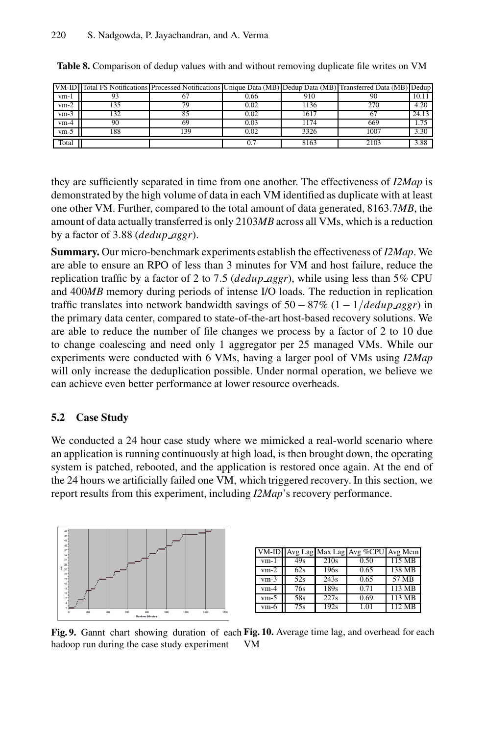**Table 8.** Comparison of dedup values with and without removing duplicate file writes on VM

| VM-ID | Total FS Notifications | Processed Notifications | Unique Data (MB) | Dedup Data (MB) | Transferred Data (MB) | Dedup |
|---|---|---|---|---|---|---|
| vm-1 | 93 | 67 | 0.66 | 910 | 90 | 10.11 |
| vm-2 | 135 | 79 | 0.02 | 1136 | 270 | 4.20 |
| vm-3 | 132 | 85 | 0.02 | 1617 | 67 | 24.13 |
| vm-4 | 90 | 69 | 0.03 | 1174 | 669 | 1.75 |
| vm-5 | 188 | 139 | 0.02 | 3326 | 1007 | 3.30 |
| Total | | | 0.7 | 8163 | 2103 | 3.88 |

they are sufficiently separated in time from one another. The effectiveness of *I2Map* is demonstrated by the high volume of data in each VM identified as duplicate with at least one other VM. Further, compared to the total amount of data generated, 8163.7*MB*, the amount of data actually transferred is only 2103*MB* across all VMs, which is a reduction by a factor of 3.88 ($dedup\_aggr$).

**Summary.** Our micro-benchmark experiments establish the effectiveness of *I2Map*. We are able to ensure an RPO of less than 3 minutes for VM and host failure, reduce the replication traffic by a factor of 2 to 7.5 ($dedup\_aggr$), while using less than 5% CPU and 400*MB* memory during periods of intense I/O loads. The reduction in replication traffic translates into network bandwidth savings of $50 - 87\%$ ($1 - 1/dedup\_aggr$) in the primary data center, compared to state-of-the-art host-based recovery solutions. We are able to reduce the number of file changes we process by a factor of 2 to 10 due to change coalescing and need only 1 aggregator per 25 managed VMs. While our experiments were conducted with 6 VMs, having a larger pool of VMs using *I2Map* will only increase the deduplication possible. Under normal operation, we believe we can achieve even better performance at lower resource overheads.

### 5.2 Case Study

We conducted a 24 hour case study where we mimicked a real-world scenario where an application is running continuously at high load, is then brought down, the operating system is patched, rebooted, and the application is restored once again. At the end of the 24 hours we artificially failed one VM, which triggered recovery. In this section, we report results from this experiment, including *I2Map*'s recovery performance.

**Fig. 9.** Gannt chart showing duration of each hadoop run during the case study experiment

| VM-ID | Avg Lag | Max Lag | Avg %CPU | Avg Mem |
|---|---|---|---|---|
| vm-1 | 49s | 210s | 0.50 | 115 MB |
| vm-2 | 62s | 196s | 0.65 | 138 MB |
| vm-3 | 52s | 243s | 0.65 | 57 MB |
| vm-4 | 76s | 189s | 0.71 | 113 MB |
| vm-5 | 58s | 227s | 0.69 | 113 MB |
| vm-6 | 75s | 192s | 1.01 | 112 MB |

**Fig. 10.** Average time lag, and overhead for each VM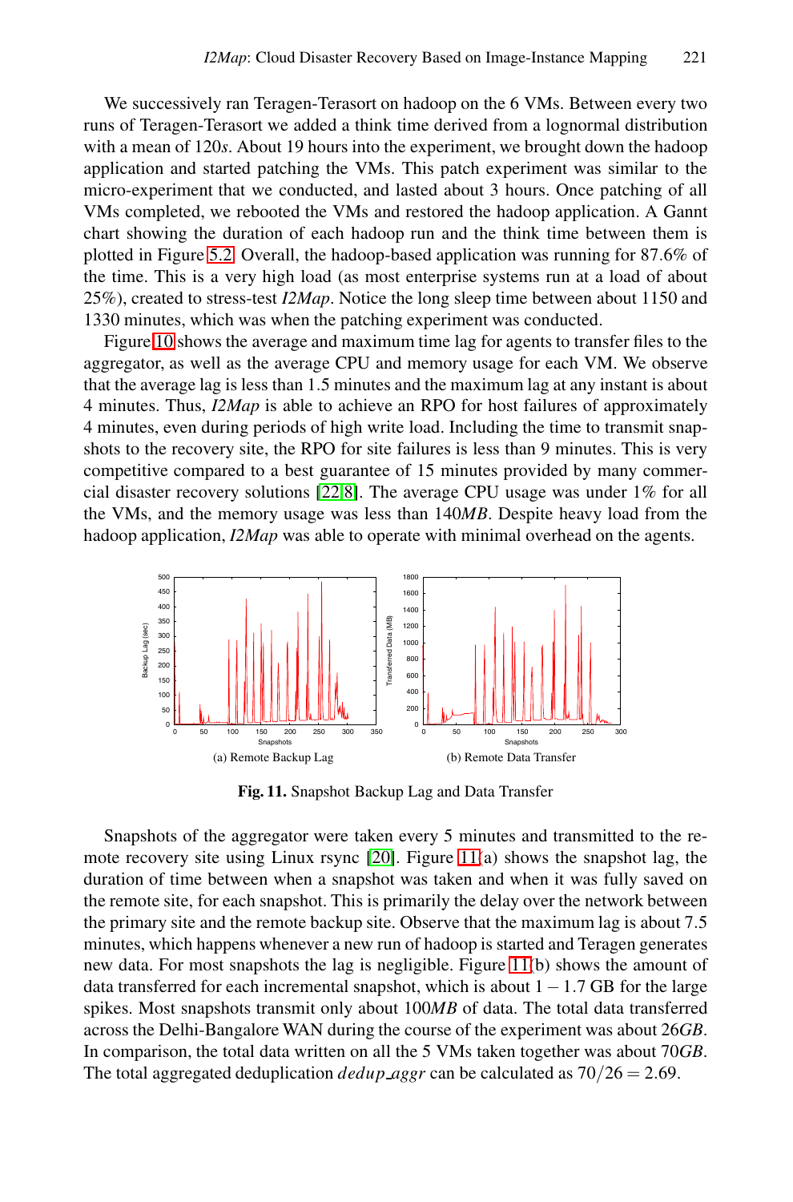We successively ran Teragen-Terasort on hadoop on the 6 VMs. Between every two runs of Teragen-Terasort we added a think time derived from a lognormal distribution with a mean of 120*s*. About 19 hours into the experiment, we brought down the hadoop application and started patching the VMs. This patch experiment was similar to the micro-experiment that we conducted, and lasted about 3 hours. Once patching of all VMs completed, we rebooted the VMs and restored the hadoop application. A Gannt chart showing the duration of each hadoop run and the think time between them is plotted in Figure 5.2. Overall, the hadoop-based application was running for 87.6% of the time. This is a very high load (as most enterprise systems run at a load of about 25%), created to stress-test *I2Map*. Notice the long sleep time between about 1150 and 1330 minutes, which was when the patching experiment was conducted.

Figure 10 shows the average and maximum time lag for agents to transfer files to the aggregator, as well as the average CPU and memory usage for each VM. We observe that the average lag is less than 1.5 minutes and the maximum lag at any instant is about 4 minutes. Thus, *I2Map* is able to achieve an RPO for host failures of approximately 4 minutes, even during periods of high write load. Including the time to transmit snapshots to the recovery site, the RPO for site failures is less than 9 minutes. This is very competitive compared to a best guarantee of 15 minutes provided by many commercial disaster recovery solutions [22,8]. The average CPU usage was under 1% for all the VMs, and the memory usage was less than 140*MB*. Despite heavy load from the hadoop application, *I2Map* was able to operate with minimal overhead on the agents.

(a) Remote Backup Lag

(b) Remote Data Transfer

**Fig. 11.** Snapshot Backup Lag and Data Transfer

Snapshots of the aggregator were taken every 5 minutes and transmitted to the remote recovery site using Linux rsync [20]. Figure 11(a) shows the snapshot lag, the duration of time between when a snapshot was taken and when it was fully saved on the remote site, for each snapshot. This is primarily the delay over the network between the primary site and the remote backup site. Observe that the maximum lag is about 7.5 minutes, which happens whenever a new run of hadoop is started and Teragen generates new data. For most snapshots the lag is negligible. Figure 11(b) shows the amount of data transferred for each incremental snapshot, which is about $1-1.7$ GB for the large spikes. Most snapshots transmit only about 100*MB* of data. The total data transferred across the Delhi-Bangalore WAN during the course of the experiment was about 26*GB*. In comparison, the total data written on all the 5 VMs taken together was about 70*GB*. The total aggregated deduplication $dedup\_aggr$ can be calculated as $70/26 = 2.69$.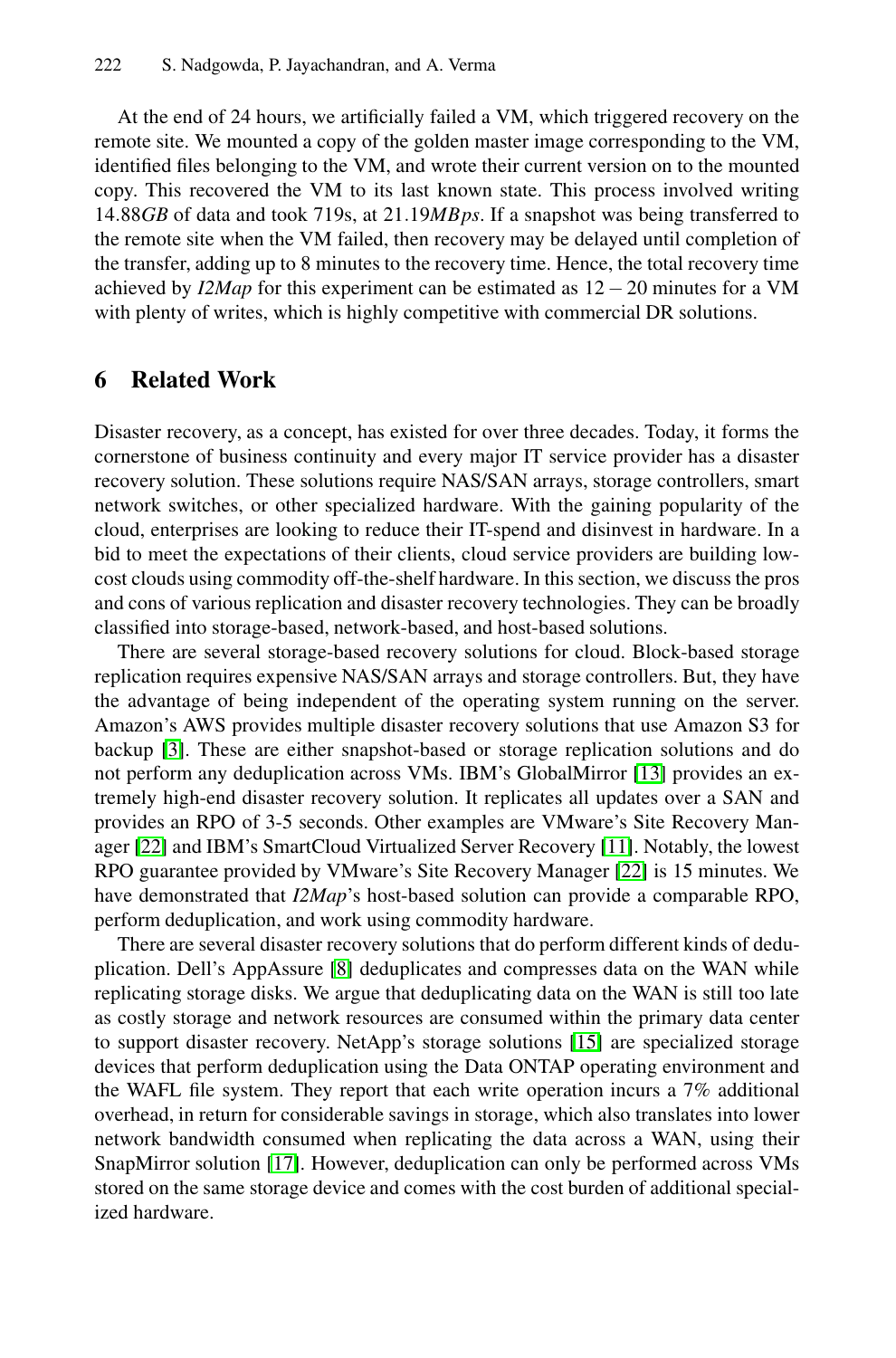At the end of 24 hours, we artificially failed a VM, which triggered recovery on the remote site. We mounted a copy of the golden master image corresponding to the VM, identified files belonging to the VM, and wrote their current version on to the mounted copy. This recovered the VM to its last known state. This process involved writing 14.88*GB* of data and took 719s, at 21.19*MBps*. If a snapshot was being transferred to the remote site when the VM failed, then recovery may be delayed until completion of the transfer, adding up to 8 minutes to the recovery time. Hence, the total recovery time achieved by *I2Map* for this experiment can be estimated as $12-20$ minutes for a VM with plenty of writes, which is highly competitive with commercial DR solutions.

## 6 Related Work

Disaster recovery, as a concept, has existed for over three decades. Today, it forms the cornerstone of business continuity and every major IT service provider has a disaster recovery solution. These solutions require NAS/SAN arrays, storage controllers, smart network switches, or other specialized hardware. With the gaining popularity of the cloud, enterprises are looking to reduce their IT-spend and disinvest in hardware. In a bid to meet the expectations of their clients, cloud service providers are building low-cost clouds using commodity off-the-shelf hardware. In this section, we discuss the pros and cons of various replication and disaster recovery technologies. They can be broadly classified into storage-based, network-based, and host-based solutions.

There are several storage-based recovery solutions for cloud. Block-based storage replication requires expensive NAS/SAN arrays and storage controllers. But, they have the advantage of being independent of the operating system running on the server. Amazon's AWS provides multiple disaster recovery solutions that use Amazon S3 for backup [3]. These are either snapshot-based or storage replication solutions and do not perform any deduplication across VMs. IBM's GlobalMirror [13] provides an extremely high-end disaster recovery solution. It replicates all updates over a SAN and provides an RPO of 3-5 seconds. Other examples are VMware's Site Recovery Manager [22] and IBM's SmartCloud Virtualized Server Recovery [11]. Notably, the lowest RPO guarantee provided by VMware's Site Recovery Manager [22] is 15 minutes. We have demonstrated that *I2Map*'s host-based solution can provide a comparable RPO, perform deduplication, and work using commodity hardware.

There are several disaster recovery solutions that do perform different kinds of deduplication. Dell's AppAssure [8] deduplicates and compresses data on the WAN while replicating storage disks. We argue that deduplicating data on the WAN is still too late as costly storage and network resources are consumed within the primary data center to support disaster recovery. NetApp's storage solutions [15] are specialized storage devices that perform deduplication using the Data ONTAP operating environment and the WAFL file system. They report that each write operation incurs a 7% additional overhead, in return for considerable savings in storage, which also translates into lower network bandwidth consumed when replicating the data across a WAN, using their SnapMirror solution [17]. However, deduplication can only be performed across VMs stored on the same storage device and comes with the cost burden of additional specialized hardware.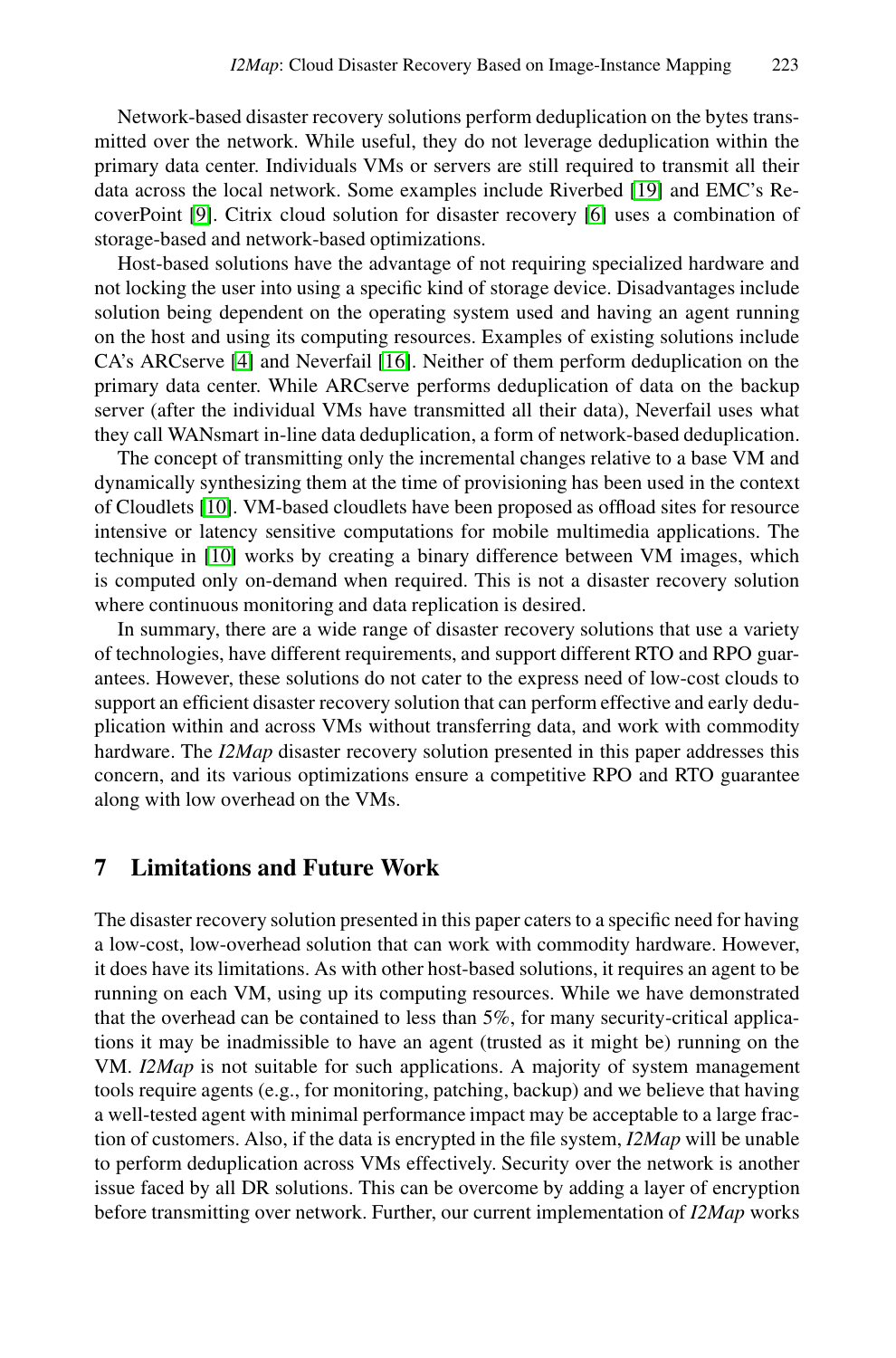Network-based disaster recovery solutions perform deduplication on the bytes transmitted over the network. While useful, they do not leverage deduplication within the primary data center. Individuals VMs or servers are still required to transmit all their data across the local network. Some examples include Riverbed [19] and EMC's RecoverPoint [9]. Citrix cloud solution for disaster recovery [6] uses a combination of storage-based and network-based optimizations.

Host-based solutions have the advantage of not requiring specialized hardware and not locking the user into using a specific kind of storage device. Disadvantages include solution being dependent on the operating system used and having an agent running on the host and using its computing resources. Examples of existing solutions include CA's ARCserve [4] and Neverfail [16]. Neither of them perform deduplication on the primary data center. While ARCserve performs deduplication of data on the backup server (after the individual VMs have transmitted all their data), Neverfail uses what they call WANsmart in-line data deduplication, a form of network-based deduplication.

The concept of transmitting only the incremental changes relative to a base VM and dynamically synthesizing them at the time of provisioning has been used in the context of Cloudlets [10]. VM-based cloudlets have been proposed as offload sites for resource intensive or latency sensitive computations for mobile multimedia applications. The technique in [10] works by creating a binary difference between VM images, which is computed only on-demand when required. This is not a disaster recovery solution where continuous monitoring and data replication is desired.

In summary, there are a wide range of disaster recovery solutions that use a variety of technologies, have different requirements, and support different RTO and RPO guarantees. However, these solutions do not cater to the express need of low-cost clouds to support an efficient disaster recovery solution that can perform effective and early deduplication within and across VMs without transferring data, and work with commodity hardware. The *I2Map* disaster recovery solution presented in this paper addresses this concern, and its various optimizations ensure a competitive RPO and RTO guarantee along with low overhead on the VMs.

## 7 Limitations and Future Work

The disaster recovery solution presented in this paper caters to a specific need for having a low-cost, low-overhead solution that can work with commodity hardware. However, it does have its limitations. As with other host-based solutions, it requires an agent to be running on each VM, using up its computing resources. While we have demonstrated that the overhead can be contained to less than 5%, for many security-critical applications it may be inadmissible to have an agent (trusted as it might be) running on the VM. *I2Map* is not suitable for such applications. A majority of system management tools require agents (e.g., for monitoring, patching, backup) and we believe that having a well-tested agent with minimal performance impact may be acceptable to a large fraction of customers. Also, if the data is encrypted in the file system, *I2Map* will be unable to perform deduplication across VMs effectively. Security over the network is another issue faced by all DR solutions. This can be overcome by adding a layer of encryption before transmitting over network. Further, our current implementation of *I2Map* works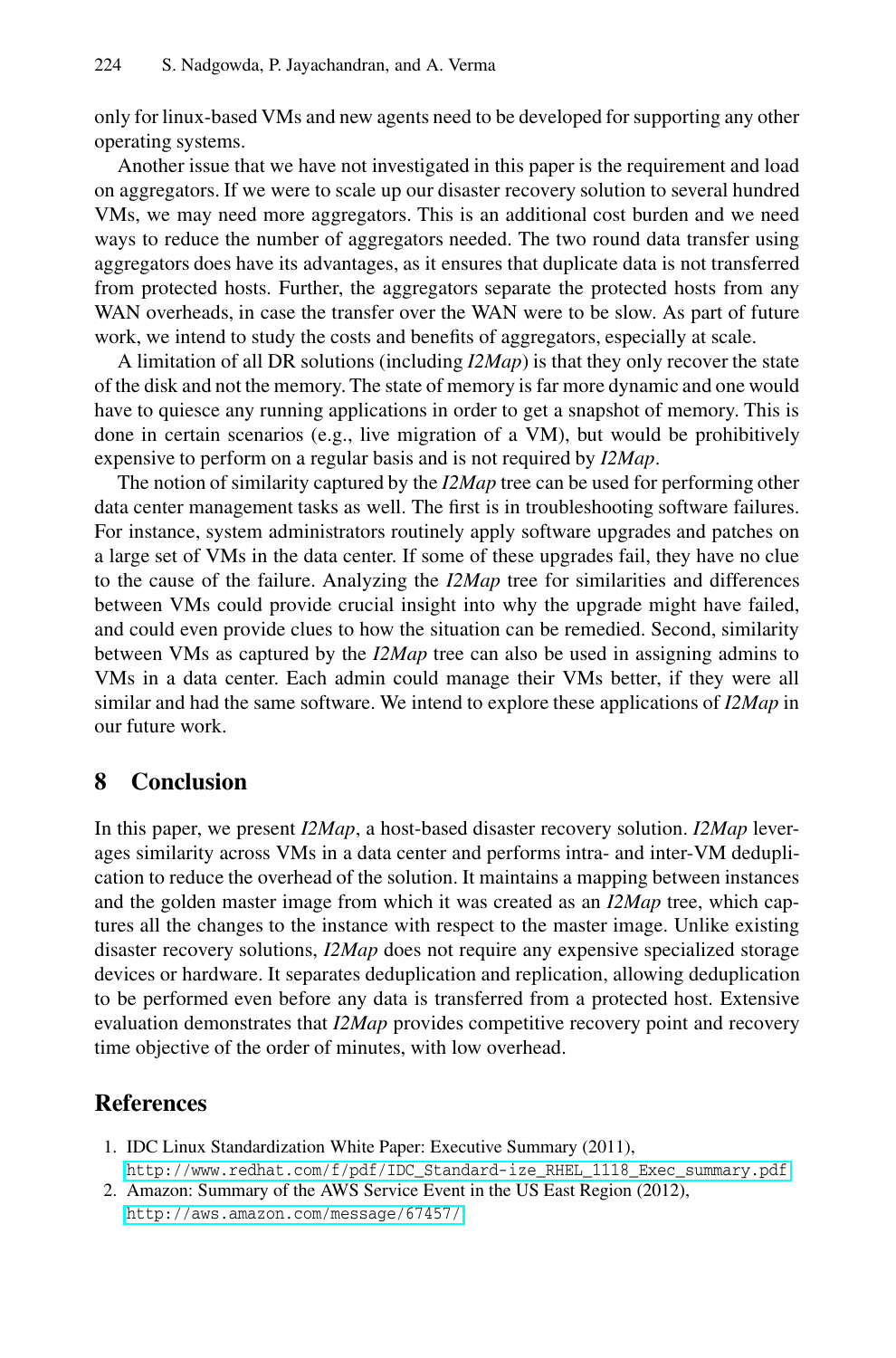only for linux-based VMs and new agents need to be developed for supporting any other operating systems.

Another issue that we have not investigated in this paper is the requirement and load on aggregators. If we were to scale up our disaster recovery solution to several hundred VMs, we may need more aggregators. This is an additional cost burden and we need ways to reduce the number of aggregators needed. The two round data transfer using aggregators does have its advantages, as it ensures that duplicate data is not transferred from protected hosts. Further, the aggregators separate the protected hosts from any WAN overheads, in case the transfer over the WAN were to be slow. As part of future work, we intend to study the costs and benefits of aggregators, especially at scale.

A limitation of all DR solutions (including *I2Map*) is that they only recover the state of the disk and not the memory. The state of memory is far more dynamic and one would have to quiesce any running applications in order to get a snapshot of memory. This is done in certain scenarios (e.g., live migration of a VM), but would be prohibitively expensive to perform on a regular basis and is not required by *I2Map*.

The notion of similarity captured by the *I2Map* tree can be used for performing other data center management tasks as well. The first is in troubleshooting software failures. For instance, system administrators routinely apply software upgrades and patches on a large set of VMs in the data center. If some of these upgrades fail, they have no clue to the cause of the failure. Analyzing the *I2Map* tree for similarities and differences between VMs could provide crucial insight into why the upgrade might have failed, and could even provide clues to how the situation can be remedied. Second, similarity between VMs as captured by the *I2Map* tree can also be used in assigning admins to VMs in a data center. Each admin could manage their VMs better, if they were all similar and had the same software. We intend to explore these applications of *I2Map* in our future work.

## 8 Conclusion

In this paper, we present *I2Map*, a host-based disaster recovery solution. *I2Map* leverages similarity across VMs in a data center and performs intra- and inter-VM deduplication to reduce the overhead of the solution. It maintains a mapping between instances and the golden master image from which it was created as an *I2Map* tree, which captures all the changes to the instance with respect to the master image. Unlike existing disaster recovery solutions, *I2Map* does not require any expensive specialized storage devices or hardware. It separates deduplication and replication, allowing deduplication to be performed even before any data is transferred from a protected host. Extensive evaluation demonstrates that *I2Map* provides competitive recovery point and recovery time objective of the order of minutes, with low overhead.

## References

1. IDC Linux Standardization White Paper: Executive Summary (2011), http://www.redhat.com/f/pdf/IDC_Standard-ize_RHEL_1118_Exec_summary.pdf
2. Amazon: Summary of the AWS Service Event in the US East Region (2012), http://aws.amazon.com/message/67457/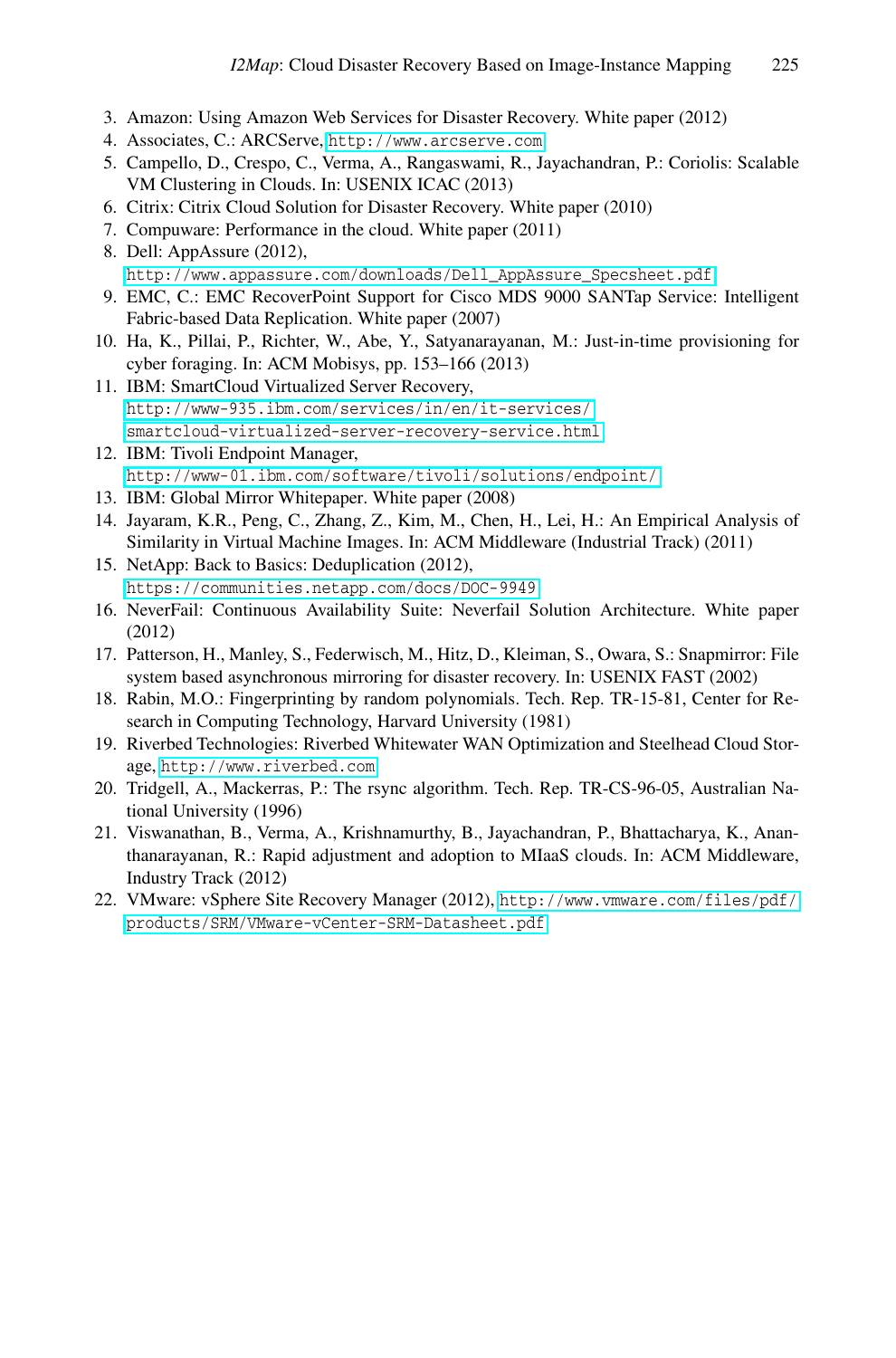3. Amazon: Using Amazon Web Services for Disaster Recovery. White paper (2012)
4. Associates, C.: ARCServe, http://www.arcserve.com
5. Campello, D., Crespo, C., Verma, A., Rangaswami, R., Jayachandran, P.: Coriolis: Scalable VM Clustering in Clouds. In: USENIX ICAC (2013)
6. Citrix: Citrix Cloud Solution for Disaster Recovery. White paper (2010)
7. Compuware: Performance in the cloud. White paper (2011)
8. Dell: AppAssure (2012), http://www.appassure.com/downloads/Dell_AppAssure_Specsheet.pdf
9. EMC, C.: EMC RecoverPoint Support for Cisco MDS 9000 SANTap Service: Intelligent Fabric-based Data Replication. White paper (2007)
10. Ha, K., Pillai, P., Richter, W., Abe, Y., Satyanarayanan, M.: Just-in-time provisioning for cyber foraging. In: ACM Mobisys, pp. 153–166 (2013)
11. IBM: SmartCloud Virtualized Server Recovery, http://www-935.ibm.com/services/in/en/it-services/smartcloud-virtualized-server-recovery-service.html
12. IBM: Tivoli Endpoint Manager, http://www-01.ibm.com/software/tivoli/solutions/endpoint/
13. IBM: Global Mirror Whitepaper. White paper (2008)
14. Jayaram, K.R., Peng, C., Zhang, Z., Kim, M., Chen, H., Lei, H.: An Empirical Analysis of Similarity in Virtual Machine Images. In: ACM Middleware (Industrial Track) (2011)
15. NetApp: Back to Basics: Deduplication (2012), https://communities.netapp.com/docs/DOC-9949
16. NeverFail: Continuous Availability Suite: Neverfail Solution Architecture. White paper (2012)
17. Patterson, H., Manley, S., Federwisch, M., Hitz, D., Kleiman, S., Owara, S.: Snapmirror: File system based asynchronous mirroring for disaster recovery. In: USENIX FAST (2002)
18. Rabin, M.O.: Fingerprinting by random polynomials. Tech. Rep. TR-15-81, Center for Research in Computing Technology, Harvard University (1981)
19. Riverbed Technologies: Riverbed Whitewater WAN Optimization and Steelhead Cloud Storage, http://www.riverbed.com
20. Tridgell, A., Mackerras, P.: The rsync algorithm. Tech. Rep. TR-CS-96-05, Australian National University (1996)
21. Viswanathan, B., Verma, A., Krishnamurthy, B., Jayachandran, P., Bhattacharya, K., Ananthanarayanan, R.: Rapid adjustment and adoption to MIaaS clouds. In: ACM Middleware, Industry Track (2012)
22. VMware: vSphere Site Recovery Manager (2012), http://www.vmware.com/files/pdf/products/SRM/VMware-vCenter-SRM-Datasheet.pdf